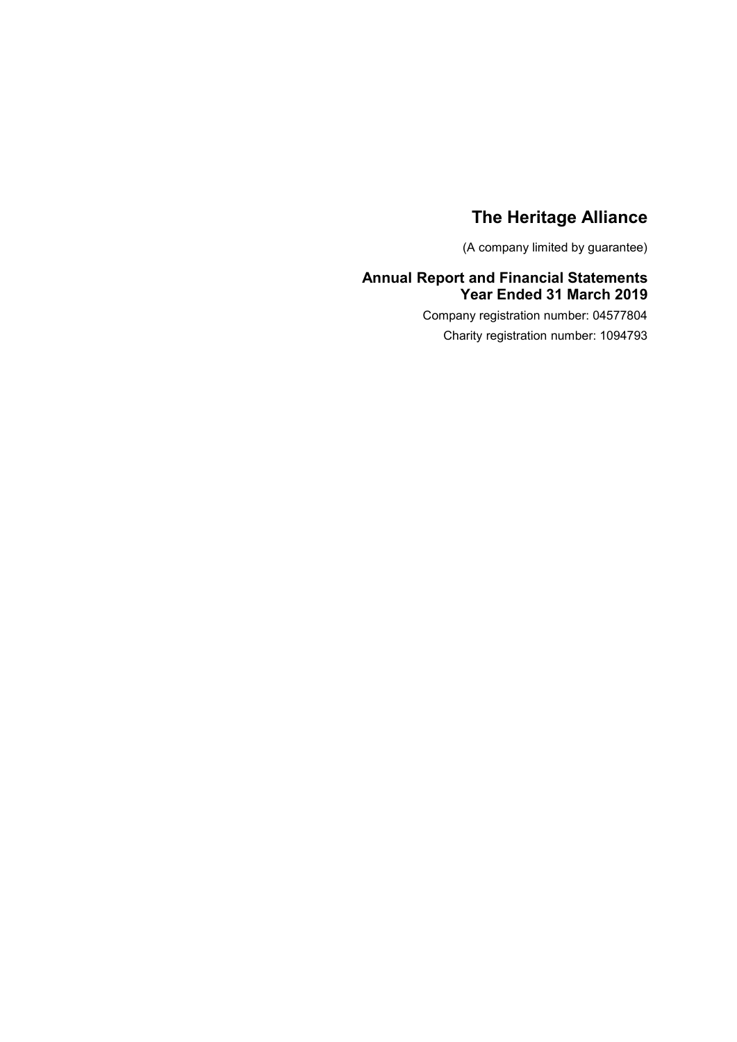# The Heritage Alliance

(A company limited by guarantee)

## Annual Report and Financial Statements
## Year Ended 31 March 2019

Company registration number: 04577804

Charity registration number: 1094793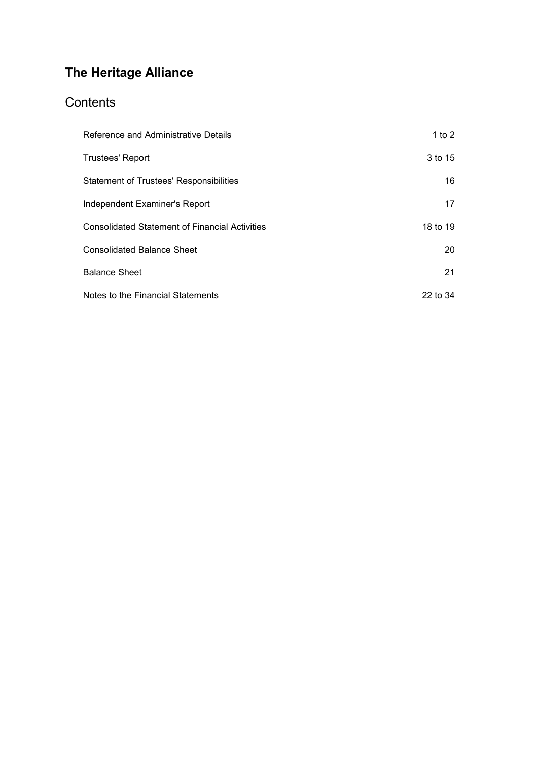# The Heritage Alliance

## Contents

| | |
|---|---|
| Reference and Administrative Details | 1 to 2 |
| Trustees' Report | 3 to 15 |
| Statement of Trustees' Responsibilities | 16 |
| Independent Examiner's Report | 17 |
| Consolidated Statement of Financial Activities | 18 to 19 |
| Consolidated Balance Sheet | 20 |
| Balance Sheet | 21 |
| Notes to the Financial Statements | 22 to 34 |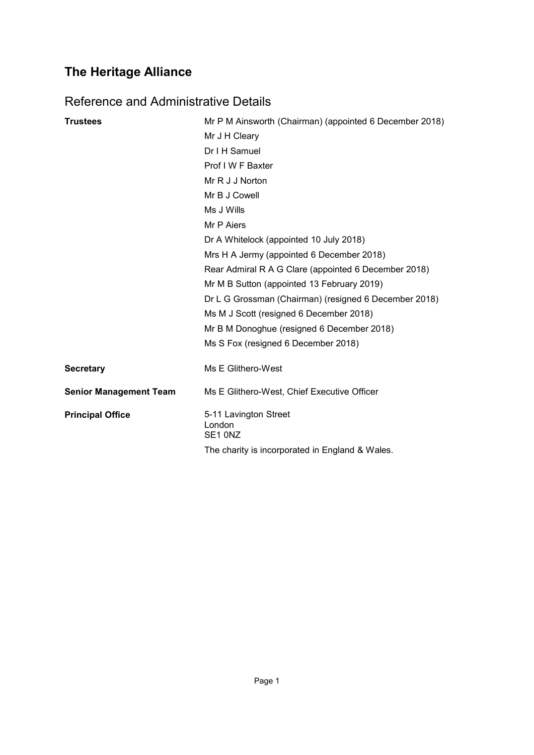# The Heritage Alliance

## Reference and Administrative Details

**Trustees**

Mr P M Ainsworth (Chairman) (appointed 6 December 2018)
Mr J H Cleary
Dr I H Samuel
Prof I W F Baxter
Mr R J J Norton
Mr B J Cowell
Ms J Wills
Mr P Aiers
Dr A Whitelock (appointed 10 July 2018)
Mrs H A Jermy (appointed 6 December 2018)
Rear Admiral R A G Clare (appointed 6 December 2018)
Mr M B Sutton (appointed 13 February 2019)
Dr L G Grossman (Chairman) (resigned 6 December 2018)
Ms M J Scott (resigned 6 December 2018)
Mr B M Donoghue (resigned 6 December 2018)
Ms S Fox (resigned 6 December 2018)

**Secretary**

Ms E Glithero-West

**Senior Management Team**

Ms E Glithero-West, Chief Executive Officer

**Principal Office**

5-11 Lavington Street
London
SE1 0NZ

The charity is incorporated in England & Wales.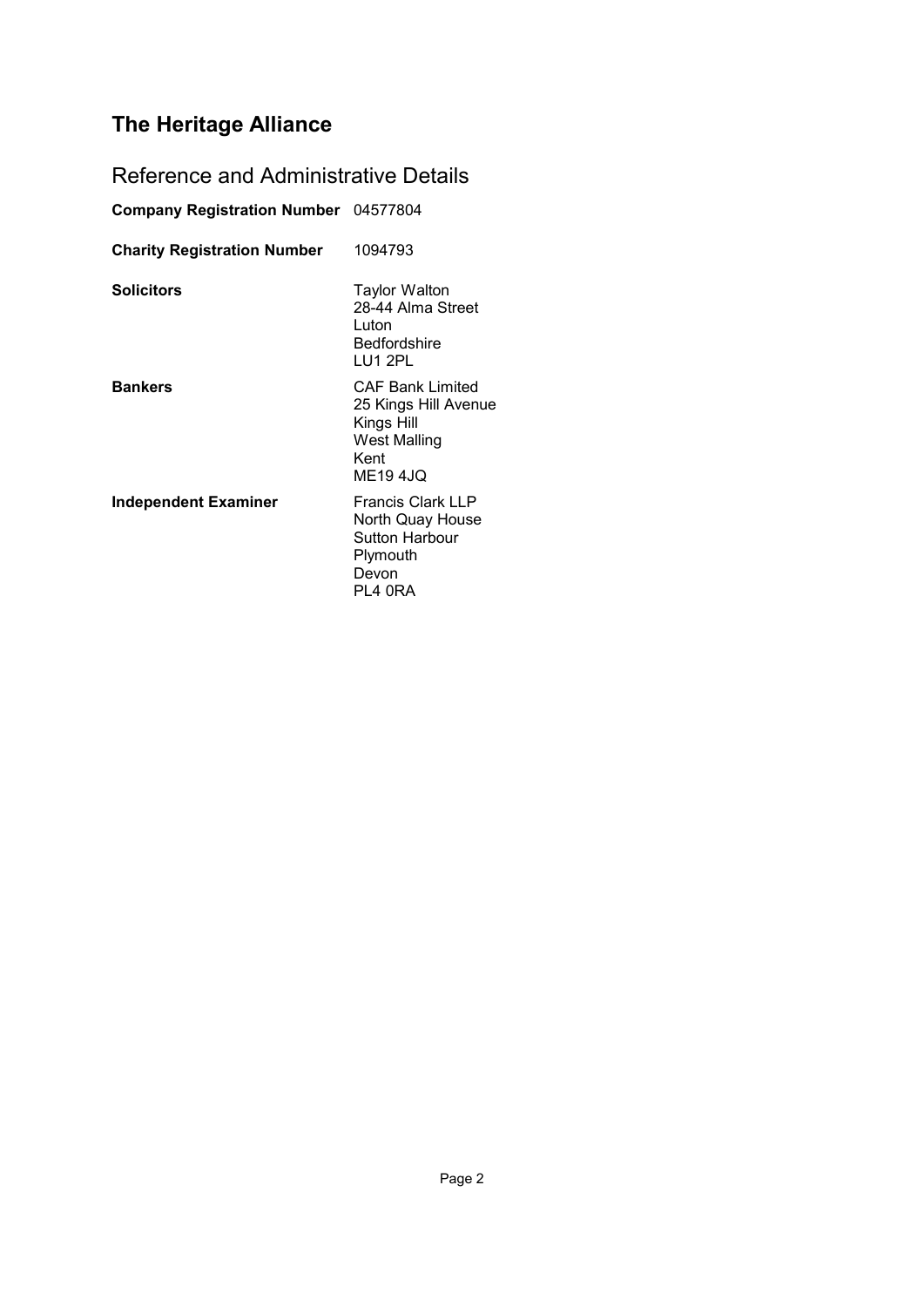# The Heritage Alliance

## Reference and Administrative Details

| | |
|---|---|
| **Company Registration Number** | 04577804 |
| **Charity Registration Number** | 1094793 |
| **Solicitors** | Taylor Walton<br>28-44 Alma Street<br>Luton<br>Bedfordshire<br>LU1 2PL |
| **Bankers** | CAF Bank Limited<br>25 Kings Hill Avenue<br>Kings Hill<br>West Malling<br>Kent<br>ME19 4JQ |
| **Independent Examiner** | Francis Clark LLP<br>North Quay House<br>Sutton Harbour<br>Plymouth<br>Devon<br>PL4 0RA |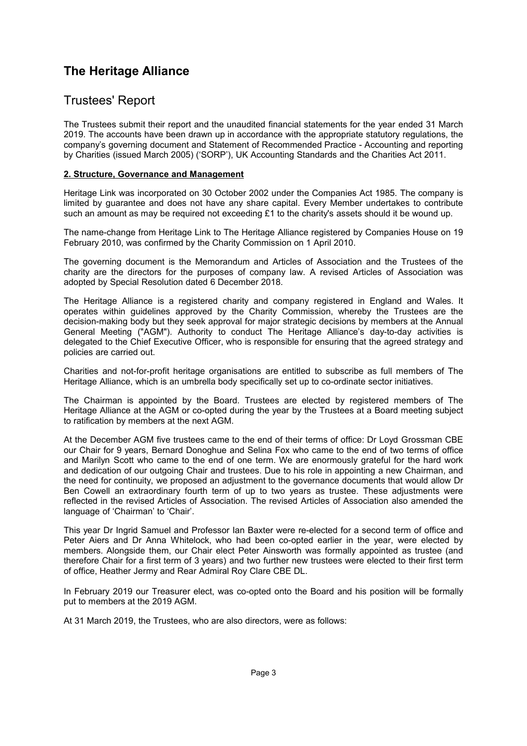# The Heritage Alliance

## Trustees' Report

The Trustees submit their report and the unaudited financial statements for the year ended 31 March 2019. The accounts have been drawn up in accordance with the appropriate statutory regulations, the company's governing document and Statement of Recommended Practice - Accounting and reporting by Charities (issued March 2005) ('SORP'), UK Accounting Standards and the Charities Act 2011.

### 2. Structure, Governance and Management

Heritage Link was incorporated on 30 October 2002 under the Companies Act 1985. The company is limited by guarantee and does not have any share capital. Every Member undertakes to contribute such an amount as may be required not exceeding £1 to the charity's assets should it be wound up.

The name-change from Heritage Link to The Heritage Alliance registered by Companies House on 19 February 2010, was confirmed by the Charity Commission on 1 April 2010.

The governing document is the Memorandum and Articles of Association and the Trustees of the charity are the directors for the purposes of company law. A revised Articles of Association was adopted by Special Resolution dated 6 December 2018.

The Heritage Alliance is a registered charity and company registered in England and Wales. It operates within guidelines approved by the Charity Commission, whereby the Trustees are the decision-making body but they seek approval for major strategic decisions by members at the Annual General Meeting ("AGM"). Authority to conduct The Heritage Alliance's day-to-day activities is delegated to the Chief Executive Officer, who is responsible for ensuring that the agreed strategy and policies are carried out.

Charities and not-for-profit heritage organisations are entitled to subscribe as full members of The Heritage Alliance, which is an umbrella body specifically set up to co-ordinate sector initiatives.

The Chairman is appointed by the Board. Trustees are elected by registered members of The Heritage Alliance at the AGM or co-opted during the year by the Trustees at a Board meeting subject to ratification by members at the next AGM.

At the December AGM five trustees came to the end of their terms of office: Dr Loyd Grossman CBE our Chair for 9 years, Bernard Donoghue and Selina Fox who came to the end of two terms of office and Marilyn Scott who came to the end of one term. We are enormously grateful for the hard work and dedication of our outgoing Chair and trustees. Due to his role in appointing a new Chairman, and the need for continuity, we proposed an adjustment to the governance documents that would allow Dr Ben Cowell an extraordinary fourth term of up to two years as trustee. These adjustments were reflected in the revised Articles of Association. The revised Articles of Association also amended the language of 'Chairman' to 'Chair'.

This year Dr Ingrid Samuel and Professor Ian Baxter were re-elected for a second term of office and Peter Aiers and Dr Anna Whitelock, who had been co-opted earlier in the year, were elected by members. Alongside them, our Chair elect Peter Ainsworth was formally appointed as trustee (and therefore Chair for a first term of 3 years) and two further new trustees were elected to their first term of office, Heather Jermy and Rear Admiral Roy Clare CBE DL.

In February 2019 our Treasurer elect, was co-opted onto the Board and his position will be formally put to members at the 2019 AGM.

At 31 March 2019, the Trustees, who are also directors, were as follows: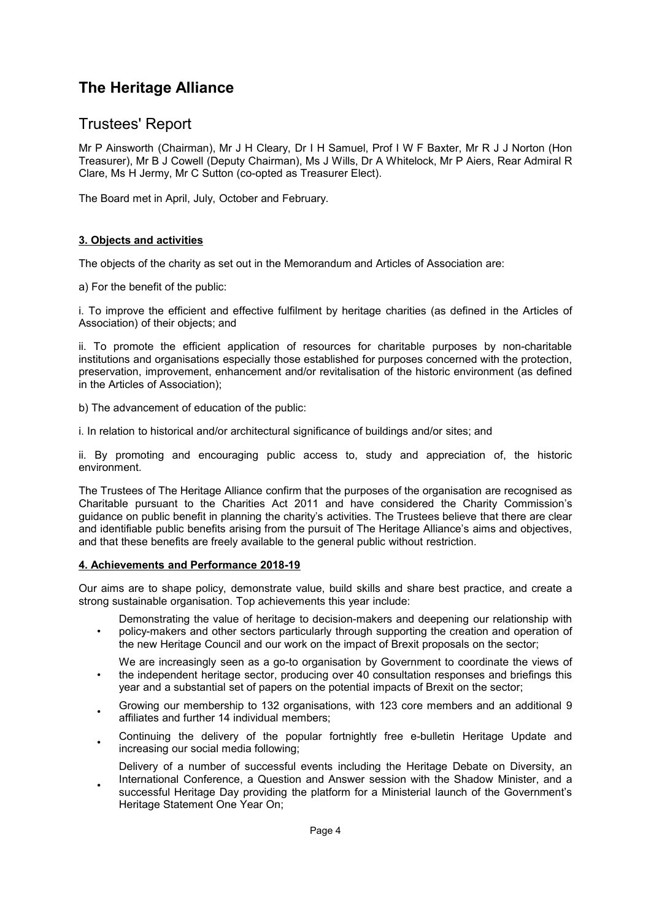# The Heritage Alliance

## Trustees' Report

Mr P Ainsworth (Chairman), Mr J H Cleary, Dr I H Samuel, Prof I W F Baxter, Mr R J J Norton (Hon Treasurer), Mr B J Cowell (Deputy Chairman), Ms J Wills, Dr A Whitelock, Mr P Aiers, Rear Admiral R Clare, Ms H Jermy, Mr C Sutton (co-opted as Treasurer Elect).

The Board met in April, July, October and February.

### 3. Objects and activities

The objects of the charity as set out in the Memorandum and Articles of Association are:

a) For the benefit of the public:

i. To improve the efficient and effective fulfilment by heritage charities (as defined in the Articles of Association) of their objects; and

ii. To promote the efficient application of resources for charitable purposes by non-charitable institutions and organisations especially those established for purposes concerned with the protection, preservation, improvement, enhancement and/or revitalisation of the historic environment (as defined in the Articles of Association);

b) The advancement of education of the public:

i. In relation to historical and/or architectural significance of buildings and/or sites; and

ii. By promoting and encouraging public access to, study and appreciation of, the historic environment.

The Trustees of The Heritage Alliance confirm that the purposes of the organisation are recognised as Charitable pursuant to the Charities Act 2011 and have considered the Charity Commission's guidance on public benefit in planning the charity's activities. The Trustees believe that there are clear and identifiable public benefits arising from the pursuit of The Heritage Alliance's aims and objectives, and that these benefits are freely available to the general public without restriction.

### 4. Achievements and Performance 2018-19

Our aims are to shape policy, demonstrate value, build skills and share best practice, and create a strong sustainable organisation. Top achievements this year include:

- Demonstrating the value of heritage to decision-makers and deepening our relationship with policy-makers and other sectors particularly through supporting the creation and operation of the new Heritage Council and our work on the impact of Brexit proposals on the sector;
- We are increasingly seen as a go-to organisation by Government to coordinate the views of the independent heritage sector, producing over 40 consultation responses and briefings this year and a substantial set of papers on the potential impacts of Brexit on the sector;
- Growing our membership to 132 organisations, with 123 core members and an additional 9 affiliates and further 14 individual members;
- Continuing the delivery of the popular fortnightly free e-bulletin Heritage Update and increasing our social media following;
- Delivery of a number of successful events including the Heritage Debate on Diversity, an International Conference, a Question and Answer session with the Shadow Minister, and a successful Heritage Day providing the platform for a Ministerial launch of the Government's Heritage Statement One Year On;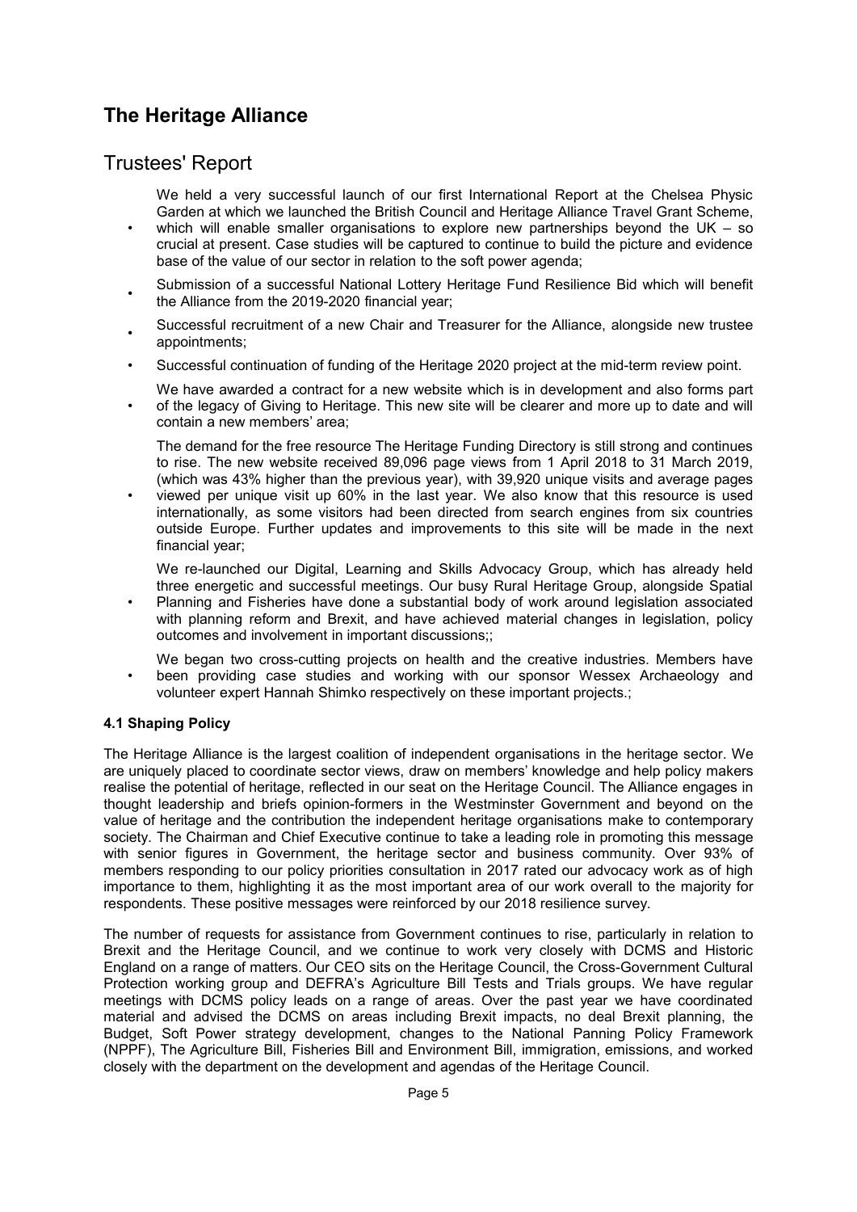# The Heritage Alliance

## Trustees' Report

- We held a very successful launch of our first International Report at the Chelsea Physic Garden at which we launched the British Council and Heritage Alliance Travel Grant Scheme, which will enable smaller organisations to explore new partnerships beyond the UK – so crucial at present. Case studies will be captured to continue to build the picture and evidence base of the value of our sector in relation to the soft power agenda;
- Submission of a successful National Lottery Heritage Fund Resilience Bid which will benefit the Alliance from the 2019-2020 financial year;
- Successful recruitment of a new Chair and Treasurer for the Alliance, alongside new trustee appointments;
- Successful continuation of funding of the Heritage 2020 project at the mid-term review point.
- We have awarded a contract for a new website which is in development and also forms part of the legacy of Giving to Heritage. This new site will be clearer and more up to date and will contain a new members' area;
- The demand for the free resource The Heritage Funding Directory is still strong and continues to rise. The new website received 89,096 page views from 1 April 2018 to 31 March 2019, (which was 43% higher than the previous year), with 39,920 unique visits and average pages viewed per unique visit up 60% in the last year. We also know that this resource is used internationally, as some visitors had been directed from search engines from six countries outside Europe. Further updates and improvements to this site will be made in the next financial year;
- We re-launched our Digital, Learning and Skills Advocacy Group, which has already held three energetic and successful meetings. Our busy Rural Heritage Group, alongside Spatial Planning and Fisheries have done a substantial body of work around legislation associated with planning reform and Brexit, and have achieved material changes in legislation, policy outcomes and involvement in important discussions;;
- We began two cross-cutting projects on health and the creative industries. Members have been providing case studies and working with our sponsor Wessex Archaeology and volunteer expert Hannah Shimko respectively on these important projects.;

#### 4.1 Shaping Policy

The Heritage Alliance is the largest coalition of independent organisations in the heritage sector. We are uniquely placed to coordinate sector views, draw on members' knowledge and help policy makers realise the potential of heritage, reflected in our seat on the Heritage Council. The Alliance engages in thought leadership and briefs opinion-formers in the Westminster Government and beyond on the value of heritage and the contribution the independent heritage organisations make to contemporary society. The Chairman and Chief Executive continue to take a leading role in promoting this message with senior figures in Government, the heritage sector and business community. Over 93% of members responding to our policy priorities consultation in 2017 rated our advocacy work as of high importance to them, highlighting it as the most important area of our work overall to the majority for respondents. These positive messages were reinforced by our 2018 resilience survey.

The number of requests for assistance from Government continues to rise, particularly in relation to Brexit and the Heritage Council, and we continue to work very closely with DCMS and Historic England on a range of matters. Our CEO sits on the Heritage Council, the Cross-Government Cultural Protection working group and DEFRA's Agriculture Bill Tests and Trials groups. We have regular meetings with DCMS policy leads on a range of areas. Over the past year we have coordinated material and advised the DCMS on areas including Brexit impacts, no deal Brexit planning, the Budget, Soft Power strategy development, changes to the National Panning Policy Framework (NPPF), The Agriculture Bill, Fisheries Bill and Environment Bill, immigration, emissions, and worked closely with the department on the development and agendas of the Heritage Council.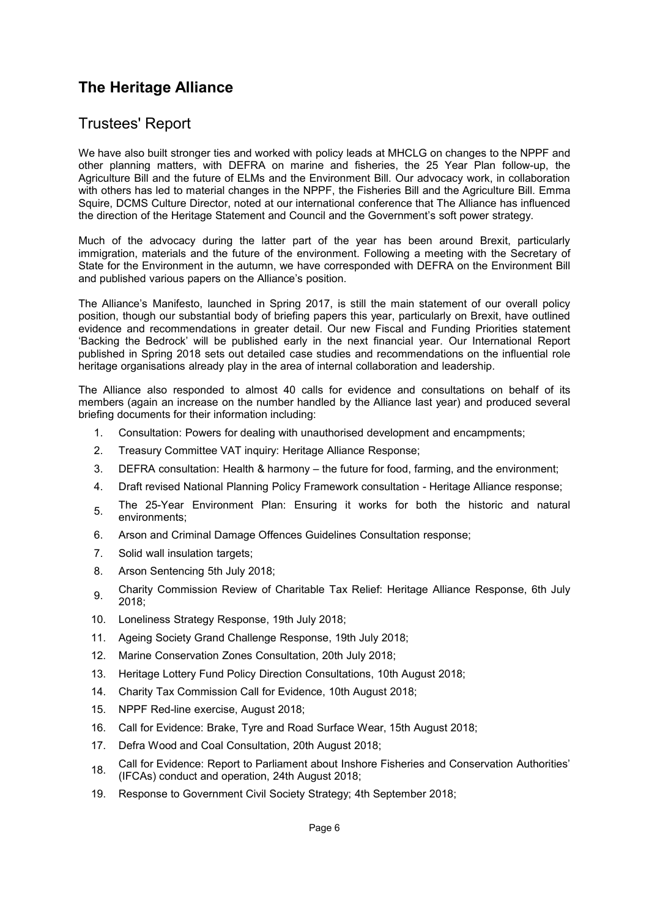# The Heritage Alliance

## Trustees' Report

We have also built stronger ties and worked with policy leads at MHCLG on changes to the NPPF and other planning matters, with DEFRA on marine and fisheries, the 25 Year Plan follow-up, the Agriculture Bill and the future of ELMs and the Environment Bill. Our advocacy work, in collaboration with others has led to material changes in the NPPF, the Fisheries Bill and the Agriculture Bill. Emma Squire, DCMS Culture Director, noted at our international conference that The Alliance has influenced the direction of the Heritage Statement and Council and the Government's soft power strategy.

Much of the advocacy during the latter part of the year has been around Brexit, particularly immigration, materials and the future of the environment. Following a meeting with the Secretary of State for the Environment in the autumn, we have corresponded with DEFRA on the Environment Bill and published various papers on the Alliance's position.

The Alliance's Manifesto, launched in Spring 2017, is still the main statement of our overall policy position, though our substantial body of briefing papers this year, particularly on Brexit, have outlined evidence and recommendations in greater detail. Our new Fiscal and Funding Priorities statement 'Backing the Bedrock' will be published early in the next financial year. Our International Report published in Spring 2018 sets out detailed case studies and recommendations on the influential role heritage organisations already play in the area of internal collaboration and leadership.

The Alliance also responded to almost 40 calls for evidence and consultations on behalf of its members (again an increase on the number handled by the Alliance last year) and produced several briefing documents for their information including:

1. Consultation: Powers for dealing with unauthorised development and encampments;
2. Treasury Committee VAT inquiry: Heritage Alliance Response;
3. DEFRA consultation: Health & harmony – the future for food, farming, and the environment;
4. Draft revised National Planning Policy Framework consultation - Heritage Alliance response;
5. The 25-Year Environment Plan: Ensuring it works for both the historic and natural environments;
6. Arson and Criminal Damage Offences Guidelines Consultation response;
7. Solid wall insulation targets;
8. Arson Sentencing 5th July 2018;
9. Charity Commission Review of Charitable Tax Relief: Heritage Alliance Response, 6th July 2018;
10. Loneliness Strategy Response, 19th July 2018;
11. Ageing Society Grand Challenge Response, 19th July 2018;
12. Marine Conservation Zones Consultation, 20th July 2018;
13. Heritage Lottery Fund Policy Direction Consultations, 10th August 2018;
14. Charity Tax Commission Call for Evidence, 10th August 2018;
15. NPPF Red-line exercise, August 2018;
16. Call for Evidence: Brake, Tyre and Road Surface Wear, 15th August 2018;
17. Defra Wood and Coal Consultation, 20th August 2018;
18. Call for Evidence: Report to Parliament about Inshore Fisheries and Conservation Authorities' (IFCAs) conduct and operation, 24th August 2018;
19. Response to Government Civil Society Strategy; 4th September 2018;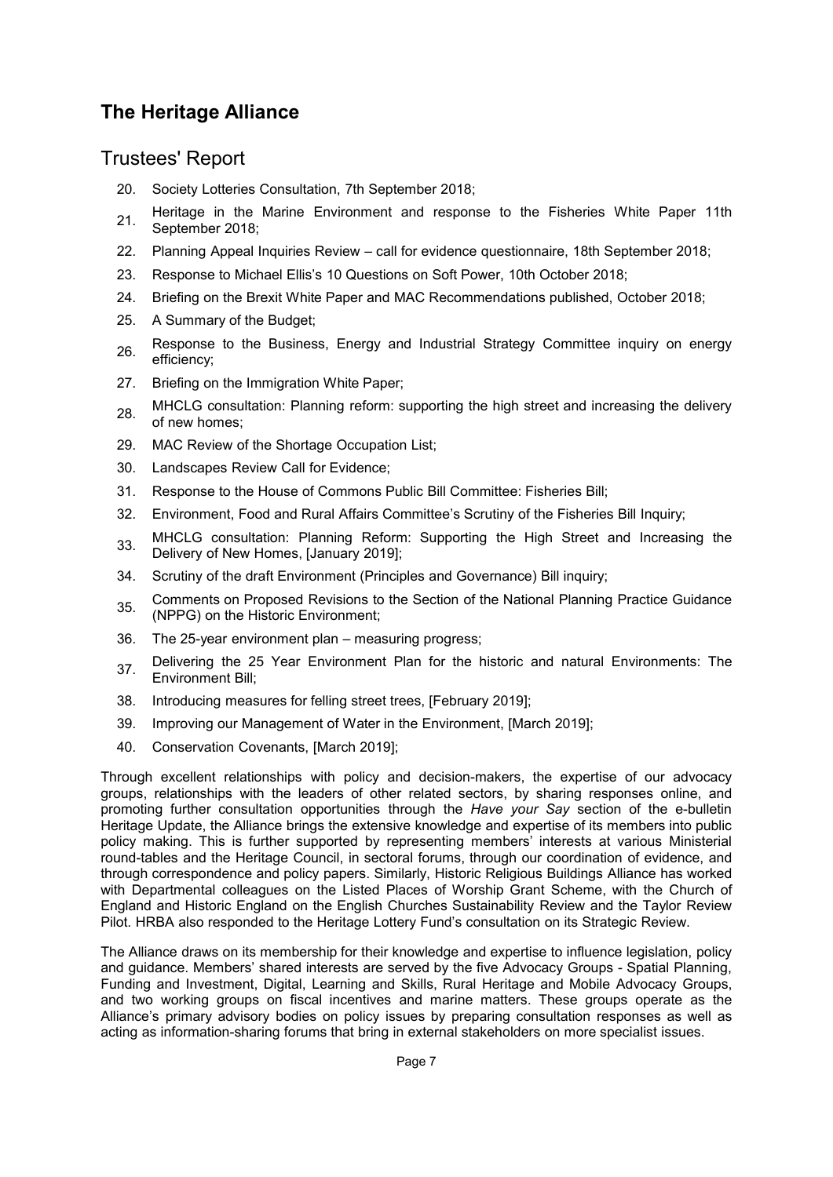20. Society Lotteries Consultation, 7th September 2018;
21. Heritage in the Marine Environment and response to the Fisheries White Paper 11th September 2018;
22. Planning Appeal Inquiries Review – call for evidence questionnaire, 18th September 2018;
23. Response to Michael Ellis's 10 Questions on Soft Power, 10th October 2018;
24. Briefing on the Brexit White Paper and MAC Recommendations published, October 2018;
25. A Summary of the Budget;
26. Response to the Business, Energy and Industrial Strategy Committee inquiry on energy efficiency;
27. Briefing on the Immigration White Paper;
28. MHCLG consultation: Planning reform: supporting the high street and increasing the delivery of new homes;
29. MAC Review of the Shortage Occupation List;
30. Landscapes Review Call for Evidence;
31. Response to the House of Commons Public Bill Committee: Fisheries Bill;
32. Environment, Food and Rural Affairs Committee's Scrutiny of the Fisheries Bill Inquiry;
33. MHCLG consultation: Planning Reform: Supporting the High Street and Increasing the Delivery of New Homes, [January 2019];
34. Scrutiny of the draft Environment (Principles and Governance) Bill inquiry;
35. Comments on Proposed Revisions to the Section of the National Planning Practice Guidance (NPPG) on the Historic Environment;
36. The 25-year environment plan – measuring progress;
37. Delivering the 25 Year Environment Plan for the historic and natural Environments: The Environment Bill;
38. Introducing measures for felling street trees, [February 2019];
39. Improving our Management of Water in the Environment, [March 2019];
40. Conservation Covenants, [March 2019];

Through excellent relationships with policy and decision-makers, the expertise of our advocacy groups, relationships with the leaders of other related sectors, by sharing responses online, and promoting further consultation opportunities through the *Have your Say* section of the e-bulletin Heritage Update, the Alliance brings the extensive knowledge and expertise of its members into public policy making. This is further supported by representing members' interests at various Ministerial round-tables and the Heritage Council, in sectoral forums, through our coordination of evidence, and through correspondence and policy papers. Similarly, Historic Religious Buildings Alliance has worked with Departmental colleagues on the Listed Places of Worship Grant Scheme, with the Church of England and Historic England on the English Churches Sustainability Review and the Taylor Review Pilot. HRBA also responded to the Heritage Lottery Fund's consultation on its Strategic Review.

The Alliance draws on its membership for their knowledge and expertise to influence legislation, policy and guidance. Members' shared interests are served by the five Advocacy Groups - Spatial Planning, Funding and Investment, Digital, Learning and Skills, Rural Heritage and Mobile Advocacy Groups, and two working groups on fiscal incentives and marine matters. These groups operate as the Alliance's primary advisory bodies on policy issues by preparing consultation responses as well as acting as information-sharing forums that bring in external stakeholders on more specialist issues.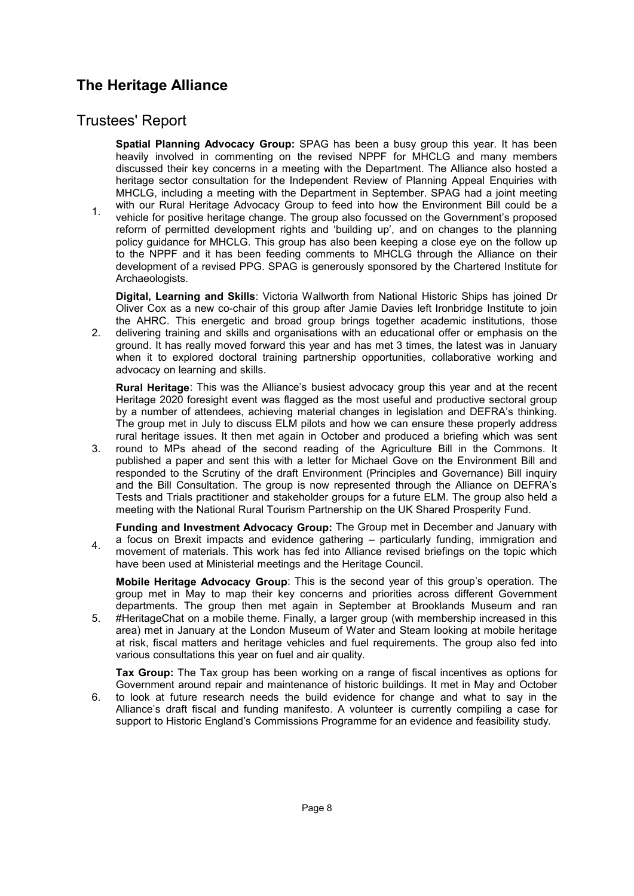# The Heritage Alliance

## Trustees' Report

1. **Spatial Planning Advocacy Group:** SPAG has been a busy group this year. It has been heavily involved in commenting on the revised NPPF for MHCLG and many members discussed their key concerns in a meeting with the Department. The Alliance also hosted a heritage sector consultation for the Independent Review of Planning Appeal Enquiries with MHCLG, including a meeting with the Department in September. SPAG had a joint meeting with our Rural Heritage Advocacy Group to feed into how the Environment Bill could be a vehicle for positive heritage change. The group also focussed on the Government's proposed reform of permitted development rights and 'building up', and on changes to the planning policy guidance for MHCLG. This group has also been keeping a close eye on the follow up to the NPPF and it has been feeding comments to MHCLG through the Alliance on their development of a revised PPG. SPAG is generously sponsored by the Chartered Institute for Archaeologists.

2. **Digital, Learning and Skills**: Victoria Wallworth from National Historic Ships has joined Dr Oliver Cox as a new co-chair of this group after Jamie Davies left Ironbridge Institute to join the AHRC. This energetic and broad group brings together academic institutions, those delivering training and skills and organisations with an educational offer or emphasis on the ground. It has really moved forward this year and has met 3 times, the latest was in January when it to explored doctoral training partnership opportunities, collaborative working and advocacy on learning and skills.

3. **Rural Heritage**: This was the Alliance's busiest advocacy group this year and at the recent Heritage 2020 foresight event was flagged as the most useful and productive sectoral group by a number of attendees, achieving material changes in legislation and DEFRA's thinking. The group met in July to discuss ELM pilots and how we can ensure these properly address rural heritage issues. It then met again in October and produced a briefing which was sent round to MPs ahead of the second reading of the Agriculture Bill in the Commons. It published a paper and sent this with a letter for Michael Gove on the Environment Bill and responded to the Scrutiny of the draft Environment (Principles and Governance) Bill inquiry and the Bill Consultation. The group is now represented through the Alliance on DEFRA's Tests and Trials practitioner and stakeholder groups for a future ELM. The group also held a meeting with the National Rural Tourism Partnership on the UK Shared Prosperity Fund.

4. **Funding and Investment Advocacy Group:** The Group met in December and January with a focus on Brexit impacts and evidence gathering – particularly funding, immigration and movement of materials. This work has fed into Alliance revised briefings on the topic which have been used at Ministerial meetings and the Heritage Council.

5. **Mobile Heritage Advocacy Group**: This is the second year of this group's operation. The group met in May to map their key concerns and priorities across different Government departments. The group then met again in September at Brooklands Museum and ran #HeritageChat on a mobile theme. Finally, a larger group (with membership increased in this area) met in January at the London Museum of Water and Steam looking at mobile heritage at risk, fiscal matters and heritage vehicles and fuel requirements. The group also fed into various consultations this year on fuel and air quality.

6. **Tax Group:** The Tax group has been working on a range of fiscal incentives as options for Government around repair and maintenance of historic buildings. It met in May and October to look at future research needs the build evidence for change and what to say in the Alliance's draft fiscal and funding manifesto. A volunteer is currently compiling a case for support to Historic England's Commissions Programme for an evidence and feasibility study.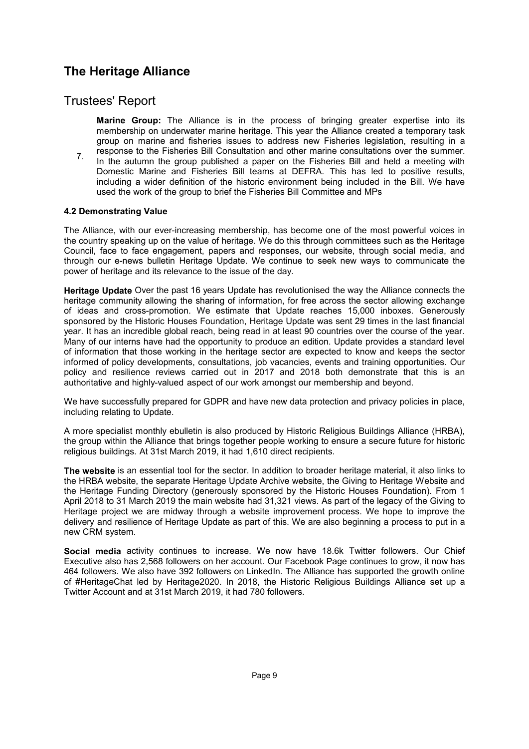# The Heritage Alliance

## Trustees' Report

7. **Marine Group:** The Alliance is in the process of bringing greater expertise into its membership on underwater marine heritage. This year the Alliance created a temporary task group on marine and fisheries issues to address new Fisheries legislation, resulting in a response to the Fisheries Bill Consultation and other marine consultations over the summer. In the autumn the group published a paper on the Fisheries Bill and held a meeting with Domestic Marine and Fisheries Bill teams at DEFRA. This has led to positive results, including a wider definition of the historic environment being included in the Bill. We have used the work of the group to brief the Fisheries Bill Committee and MPs

### 4.2 Demonstrating Value

The Alliance, with our ever-increasing membership, has become one of the most powerful voices in the country speaking up on the value of heritage. We do this through committees such as the Heritage Council, face to face engagement, papers and responses, our website, through social media, and through our e-news bulletin Heritage Update. We continue to seek new ways to communicate the power of heritage and its relevance to the issue of the day.

**Heritage Update** Over the past 16 years Update has revolutionised the way the Alliance connects the heritage community allowing the sharing of information, for free across the sector allowing exchange of ideas and cross-promotion. We estimate that Update reaches 15,000 inboxes. Generously sponsored by the Historic Houses Foundation, Heritage Update was sent 29 times in the last financial year. It has an incredible global reach, being read in at least 90 countries over the course of the year. Many of our interns have had the opportunity to produce an edition. Update provides a standard level of information that those working in the heritage sector are expected to know and keeps the sector informed of policy developments, consultations, job vacancies, events and training opportunities. Our policy and resilience reviews carried out in 2017 and 2018 both demonstrate that this is an authoritative and highly-valued aspect of our work amongst our membership and beyond.

We have successfully prepared for GDPR and have new data protection and privacy policies in place, including relating to Update.

A more specialist monthly ebulletin is also produced by Historic Religious Buildings Alliance (HRBA), the group within the Alliance that brings together people working to ensure a secure future for historic religious buildings. At 31st March 2019, it had 1,610 direct recipients.

**The website** is an essential tool for the sector. In addition to broader heritage material, it also links to the HRBA website, the separate Heritage Update Archive website, the Giving to Heritage Website and the Heritage Funding Directory (generously sponsored by the Historic Houses Foundation). From 1 April 2018 to 31 March 2019 the main website had 31,321 views. As part of the legacy of the Giving to Heritage project we are midway through a website improvement process. We hope to improve the delivery and resilience of Heritage Update as part of this. We are also beginning a process to put in a new CRM system.

**Social media** activity continues to increase. We now have 18.6k Twitter followers. Our Chief Executive also has 2,568 followers on her account. Our Facebook Page continues to grow, it now has 464 followers. We also have 392 followers on LinkedIn. The Alliance has supported the growth online of #HeritageChat led by Heritage2020. In 2018, the Historic Religious Buildings Alliance set up a Twitter Account and at 31st March 2019, it had 780 followers.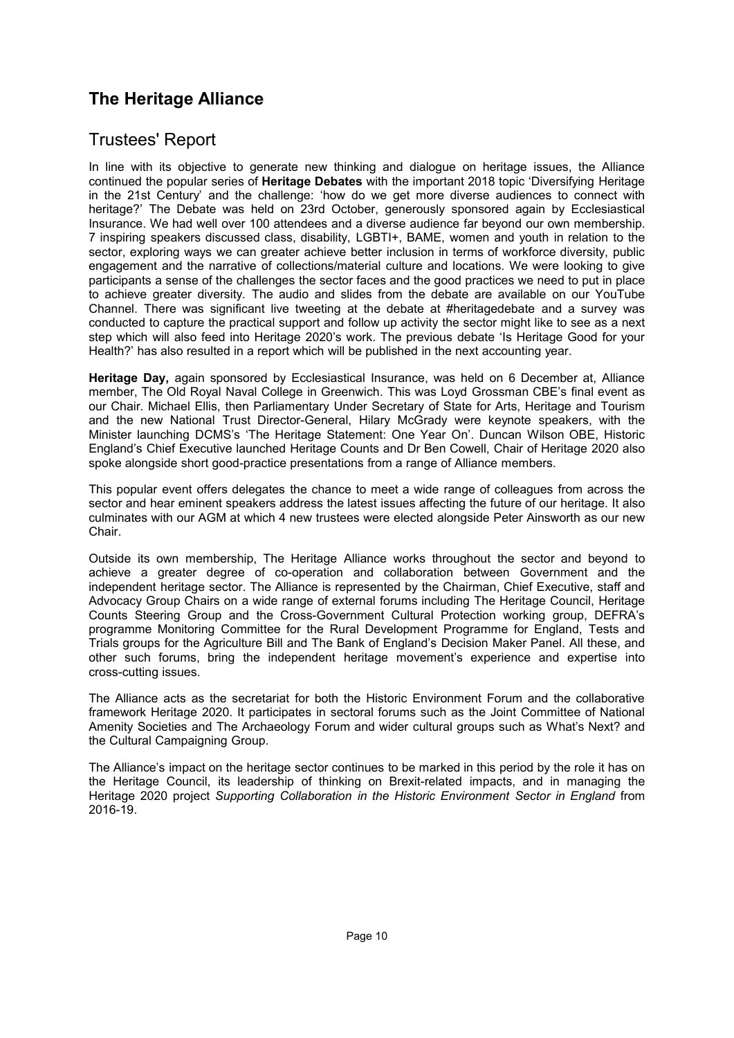# The Heritage Alliance

## Trustees' Report

In line with its objective to generate new thinking and dialogue on heritage issues, the Alliance continued the popular series of **Heritage Debates** with the important 2018 topic 'Diversifying Heritage in the 21st Century' and the challenge: 'how do we get more diverse audiences to connect with heritage?' The Debate was held on 23rd October, generously sponsored again by Ecclesiastical Insurance. We had well over 100 attendees and a diverse audience far beyond our own membership. 7 inspiring speakers discussed class, disability, LGBTI+, BAME, women and youth in relation to the sector, exploring ways we can greater achieve better inclusion in terms of workforce diversity, public engagement and the narrative of collections/material culture and locations. We were looking to give participants a sense of the challenges the sector faces and the good practices we need to put in place to achieve greater diversity. The audio and slides from the debate are available on our YouTube Channel. There was significant live tweeting at the debate at #heritagedebate and a survey was conducted to capture the practical support and follow up activity the sector might like to see as a next step which will also feed into Heritage 2020's work. The previous debate 'Is Heritage Good for your Health?' has also resulted in a report which will be published in the next accounting year.

**Heritage Day,** again sponsored by Ecclesiastical Insurance, was held on 6 December at, Alliance member, The Old Royal Naval College in Greenwich. This was Loyd Grossman CBE's final event as our Chair. Michael Ellis, then Parliamentary Under Secretary of State for Arts, Heritage and Tourism and the new National Trust Director-General, Hilary McGrady were keynote speakers, with the Minister launching DCMS's 'The Heritage Statement: One Year On'. Duncan Wilson OBE, Historic England's Chief Executive launched Heritage Counts and Dr Ben Cowell, Chair of Heritage 2020 also spoke alongside short good-practice presentations from a range of Alliance members.

This popular event offers delegates the chance to meet a wide range of colleagues from across the sector and hear eminent speakers address the latest issues affecting the future of our heritage. It also culminates with our AGM at which 4 new trustees were elected alongside Peter Ainsworth as our new Chair.

Outside its own membership, The Heritage Alliance works throughout the sector and beyond to achieve a greater degree of co-operation and collaboration between Government and the independent heritage sector. The Alliance is represented by the Chairman, Chief Executive, staff and Advocacy Group Chairs on a wide range of external forums including The Heritage Council, Heritage Counts Steering Group and the Cross-Government Cultural Protection working group, DEFRA's programme Monitoring Committee for the Rural Development Programme for England, Tests and Trials groups for the Agriculture Bill and The Bank of England's Decision Maker Panel. All these, and other such forums, bring the independent heritage movement's experience and expertise into cross-cutting issues.

The Alliance acts as the secretariat for both the Historic Environment Forum and the collaborative framework Heritage 2020. It participates in sectoral forums such as the Joint Committee of National Amenity Societies and The Archaeology Forum and wider cultural groups such as What's Next? and the Cultural Campaigning Group.

The Alliance's impact on the heritage sector continues to be marked in this period by the role it has on the Heritage Council, its leadership of thinking on Brexit-related impacts, and in managing the Heritage 2020 project *Supporting Collaboration in the Historic Environment Sector in England* from 2016-19.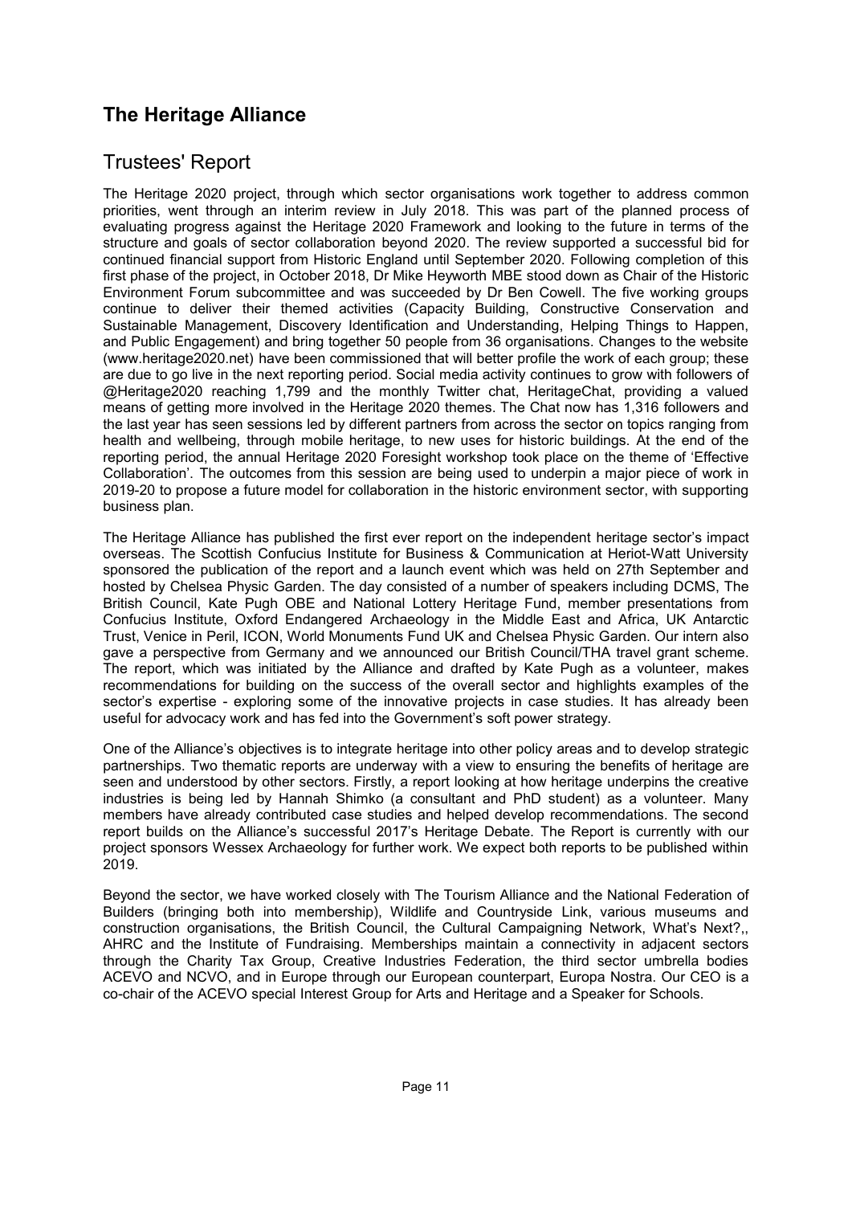# The Heritage Alliance

## Trustees' Report

The Heritage 2020 project, through which sector organisations work together to address common priorities, went through an interim review in July 2018. This was part of the planned process of evaluating progress against the Heritage 2020 Framework and looking to the future in terms of the structure and goals of sector collaboration beyond 2020. The review supported a successful bid for continued financial support from Historic England until September 2020. Following completion of this first phase of the project, in October 2018, Dr Mike Heyworth MBE stood down as Chair of the Historic Environment Forum subcommittee and was succeeded by Dr Ben Cowell. The five working groups continue to deliver their themed activities (Capacity Building, Constructive Conservation and Sustainable Management, Discovery Identification and Understanding, Helping Things to Happen, and Public Engagement) and bring together 50 people from 36 organisations. Changes to the website (www.heritage2020.net) have been commissioned that will better profile the work of each group; these are due to go live in the next reporting period. Social media activity continues to grow with followers of @Heritage2020 reaching 1,799 and the monthly Twitter chat, HeritageChat, providing a valued means of getting more involved in the Heritage 2020 themes. The Chat now has 1,316 followers and the last year has seen sessions led by different partners from across the sector on topics ranging from health and wellbeing, through mobile heritage, to new uses for historic buildings. At the end of the reporting period, the annual Heritage 2020 Foresight workshop took place on the theme of 'Effective Collaboration'. The outcomes from this session are being used to underpin a major piece of work in 2019-20 to propose a future model for collaboration in the historic environment sector, with supporting business plan.

The Heritage Alliance has published the first ever report on the independent heritage sector's impact overseas. The Scottish Confucius Institute for Business & Communication at Heriot-Watt University sponsored the publication of the report and a launch event which was held on 27th September and hosted by Chelsea Physic Garden. The day consisted of a number of speakers including DCMS, The British Council, Kate Pugh OBE and National Lottery Heritage Fund, member presentations from Confucius Institute, Oxford Endangered Archaeology in the Middle East and Africa, UK Antarctic Trust, Venice in Peril, ICON, World Monuments Fund UK and Chelsea Physic Garden. Our intern also gave a perspective from Germany and we announced our British Council/THA travel grant scheme. The report, which was initiated by the Alliance and drafted by Kate Pugh as a volunteer, makes recommendations for building on the success of the overall sector and highlights examples of the sector's expertise - exploring some of the innovative projects in case studies. It has already been useful for advocacy work and has fed into the Government's soft power strategy.

One of the Alliance's objectives is to integrate heritage into other policy areas and to develop strategic partnerships. Two thematic reports are underway with a view to ensuring the benefits of heritage are seen and understood by other sectors. Firstly, a report looking at how heritage underpins the creative industries is being led by Hannah Shimko (a consultant and PhD student) as a volunteer. Many members have already contributed case studies and helped develop recommendations. The second report builds on the Alliance's successful 2017's Heritage Debate. The Report is currently with our project sponsors Wessex Archaeology for further work. We expect both reports to be published within 2019.

Beyond the sector, we have worked closely with The Tourism Alliance and the National Federation of Builders (bringing both into membership), Wildlife and Countryside Link, various museums and construction organisations, the British Council, the Cultural Campaigning Network, What's Next?,, AHRC and the Institute of Fundraising. Memberships maintain a connectivity in adjacent sectors through the Charity Tax Group, Creative Industries Federation, the third sector umbrella bodies ACEVO and NCVO, and in Europe through our European counterpart, Europa Nostra. Our CEO is a co-chair of the ACEVO special Interest Group for Arts and Heritage and a Speaker for Schools.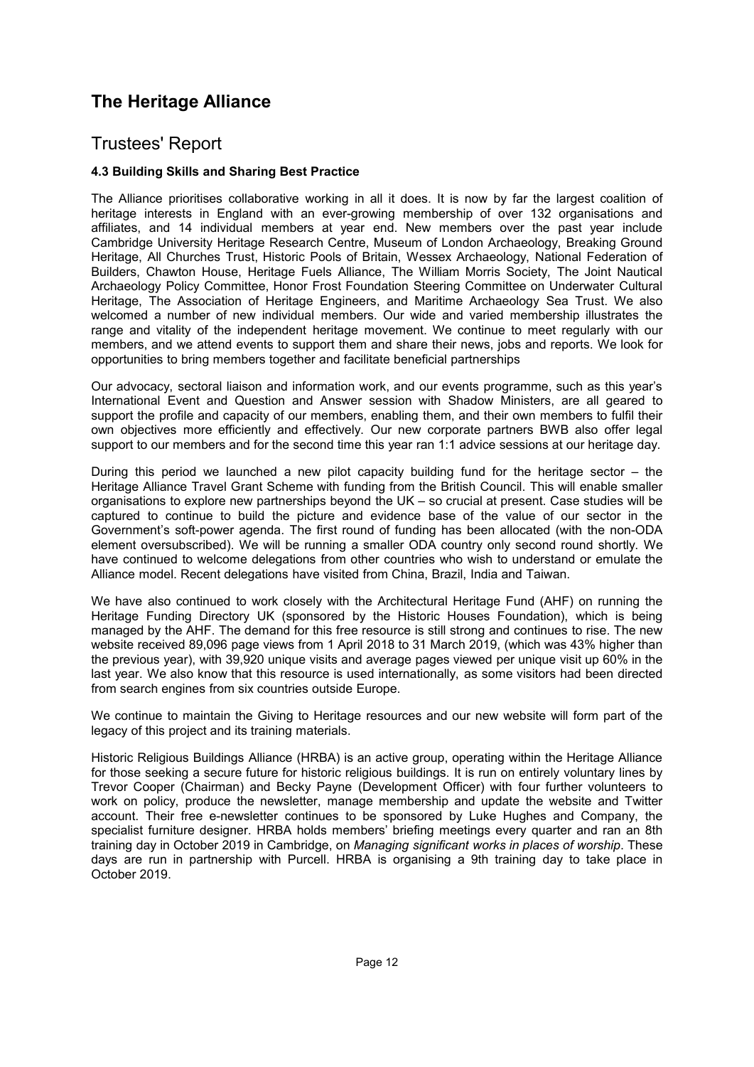# The Heritage Alliance

## Trustees' Report

### 4.3 Building Skills and Sharing Best Practice

The Alliance prioritises collaborative working in all it does. It is now by far the largest coalition of heritage interests in England with an ever-growing membership of over 132 organisations and affiliates, and 14 individual members at year end. New members over the past year include Cambridge University Heritage Research Centre, Museum of London Archaeology, Breaking Ground Heritage, All Churches Trust, Historic Pools of Britain, Wessex Archaeology, National Federation of Builders, Chawton House, Heritage Fuels Alliance, The William Morris Society, The Joint Nautical Archaeology Policy Committee, Honor Frost Foundation Steering Committee on Underwater Cultural Heritage, The Association of Heritage Engineers, and Maritime Archaeology Sea Trust. We also welcomed a number of new individual members. Our wide and varied membership illustrates the range and vitality of the independent heritage movement. We continue to meet regularly with our members, and we attend events to support them and share their news, jobs and reports. We look for opportunities to bring members together and facilitate beneficial partnerships

Our advocacy, sectoral liaison and information work, and our events programme, such as this year's International Event and Question and Answer session with Shadow Ministers, are all geared to support the profile and capacity of our members, enabling them, and their own members to fulfil their own objectives more efficiently and effectively. Our new corporate partners BWB also offer legal support to our members and for the second time this year ran 1:1 advice sessions at our heritage day.

During this period we launched a new pilot capacity building fund for the heritage sector – the Heritage Alliance Travel Grant Scheme with funding from the British Council. This will enable smaller organisations to explore new partnerships beyond the UK – so crucial at present. Case studies will be captured to continue to build the picture and evidence base of the value of our sector in the Government's soft-power agenda. The first round of funding has been allocated (with the non-ODA element oversubscribed). We will be running a smaller ODA country only second round shortly. We have continued to welcome delegations from other countries who wish to understand or emulate the Alliance model. Recent delegations have visited from China, Brazil, India and Taiwan.

We have also continued to work closely with the Architectural Heritage Fund (AHF) on running the Heritage Funding Directory UK (sponsored by the Historic Houses Foundation), which is being managed by the AHF. The demand for this free resource is still strong and continues to rise. The new website received 89,096 page views from 1 April 2018 to 31 March 2019, (which was 43% higher than the previous year), with 39,920 unique visits and average pages viewed per unique visit up 60% in the last year. We also know that this resource is used internationally, as some visitors had been directed from search engines from six countries outside Europe.

We continue to maintain the Giving to Heritage resources and our new website will form part of the legacy of this project and its training materials.

Historic Religious Buildings Alliance (HRBA) is an active group, operating within the Heritage Alliance for those seeking a secure future for historic religious buildings. It is run on entirely voluntary lines by Trevor Cooper (Chairman) and Becky Payne (Development Officer) with four further volunteers to work on policy, produce the newsletter, manage membership and update the website and Twitter account. Their free e-newsletter continues to be sponsored by Luke Hughes and Company, the specialist furniture designer. HRBA holds members' briefing meetings every quarter and ran an 8th training day in October 2019 in Cambridge, on *Managing significant works in places of worship*. These days are run in partnership with Purcell. HRBA is organising a 9th training day to take place in October 2019.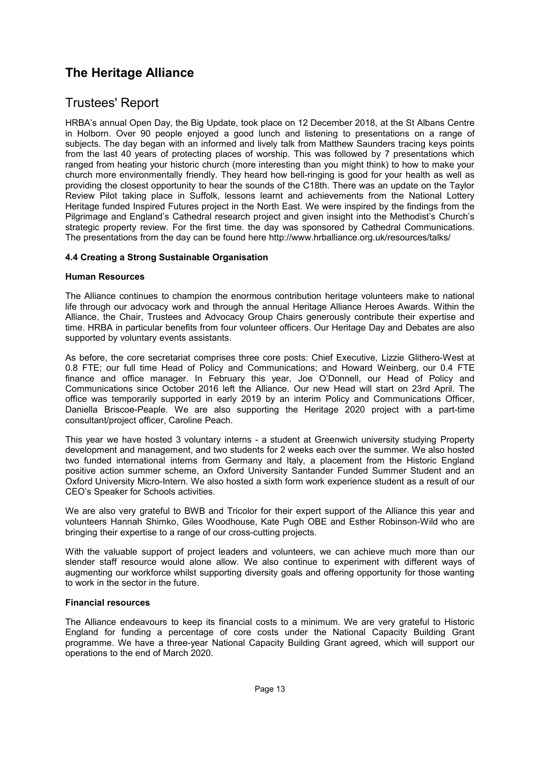# The Heritage Alliance

## Trustees' Report

HRBA's annual Open Day, the Big Update, took place on 12 December 2018, at the St Albans Centre in Holborn. Over 90 people enjoyed a good lunch and listening to presentations on a range of subjects. The day began with an informed and lively talk from Matthew Saunders tracing keys points from the last 40 years of protecting places of worship. This was followed by 7 presentations which ranged from heating your historic church (more interesting than you might think) to how to make your church more environmentally friendly. They heard how bell-ringing is good for your health as well as providing the closest opportunity to hear the sounds of the C18th. There was an update on the Taylor Review Pilot taking place in Suffolk, lessons learnt and achievements from the National Lottery Heritage funded Inspired Futures project in the North East. We were inspired by the findings from the Pilgrimage and England's Cathedral research project and given insight into the Methodist's Church's strategic property review. For the first time. the day was sponsored by Cathedral Communications. The presentations from the day can be found here http://www.hrballiance.org.uk/resources/talks/

### 4.4 Creating a Strong Sustainable Organisation

#### Human Resources

The Alliance continues to champion the enormous contribution heritage volunteers make to national life through our advocacy work and through the annual Heritage Alliance Heroes Awards. Within the Alliance, the Chair, Trustees and Advocacy Group Chairs generously contribute their expertise and time. HRBA in particular benefits from four volunteer officers. Our Heritage Day and Debates are also supported by voluntary events assistants.

As before, the core secretariat comprises three core posts: Chief Executive, Lizzie Glithero-West at 0.8 FTE; our full time Head of Policy and Communications; and Howard Weinberg, our 0.4 FTE finance and office manager. In February this year, Joe O'Donnell, our Head of Policy and Communications since October 2016 left the Alliance. Our new Head will start on 23rd April. The office was temporarily supported in early 2019 by an interim Policy and Communications Officer, Daniella Briscoe-Peaple. We are also supporting the Heritage 2020 project with a part-time consultant/project officer, Caroline Peach.

This year we have hosted 3 voluntary interns - a student at Greenwich university studying Property development and management, and two students for 2 weeks each over the summer. We also hosted two funded international interns from Germany and Italy, a placement from the Historic England positive action summer scheme, an Oxford University Santander Funded Summer Student and an Oxford University Micro-Intern. We also hosted a sixth form work experience student as a result of our CEO's Speaker for Schools activities.

We are also very grateful to BWB and Tricolor for their expert support of the Alliance this year and volunteers Hannah Shimko, Giles Woodhouse, Kate Pugh OBE and Esther Robinson-Wild who are bringing their expertise to a range of our cross-cutting projects.

With the valuable support of project leaders and volunteers, we can achieve much more than our slender staff resource would alone allow. We also continue to experiment with different ways of augmenting our workforce whilst supporting diversity goals and offering opportunity for those wanting to work in the sector in the future.

#### Financial resources

The Alliance endeavours to keep its financial costs to a minimum. We are very grateful to Historic England for funding a percentage of core costs under the National Capacity Building Grant programme. We have a three-year National Capacity Building Grant agreed, which will support our operations to the end of March 2020.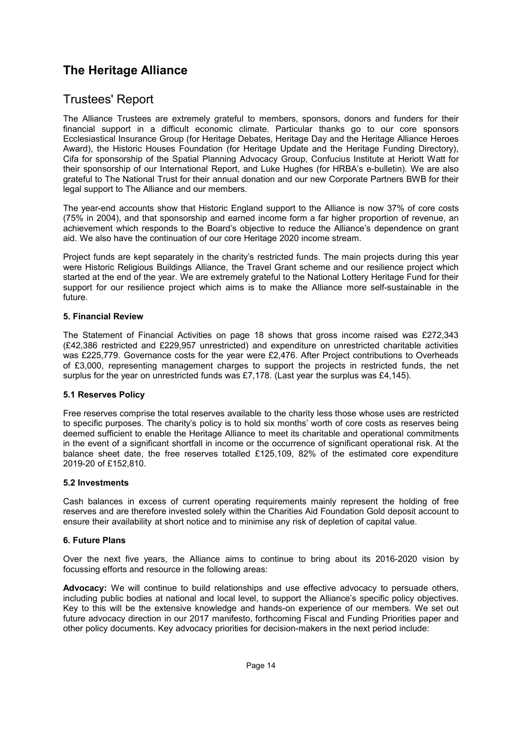# The Heritage Alliance

## Trustees' Report

The Alliance Trustees are extremely grateful to members, sponsors, donors and funders for their financial support in a difficult economic climate. Particular thanks go to our core sponsors Ecclesiastical Insurance Group (for Heritage Debates, Heritage Day and the Heritage Alliance Heroes Award), the Historic Houses Foundation (for Heritage Update and the Heritage Funding Directory), Cifa for sponsorship of the Spatial Planning Advocacy Group, Confucius Institute at Heriott Watt for their sponsorship of our International Report, and Luke Hughes (for HRBA's e-bulletin). We are also grateful to The National Trust for their annual donation and our new Corporate Partners BWB for their legal support to The Alliance and our members.

The year-end accounts show that Historic England support to the Alliance is now 37% of core costs (75% in 2004), and that sponsorship and earned income form a far higher proportion of revenue, an achievement which responds to the Board's objective to reduce the Alliance's dependence on grant aid. We also have the continuation of our core Heritage 2020 income stream.

Project funds are kept separately in the charity's restricted funds. The main projects during this year were Historic Religious Buildings Alliance, the Travel Grant scheme and our resilience project which started at the end of the year. We are extremely grateful to the National Lottery Heritage Fund for their support for our resilience project which aims is to make the Alliance more self-sustainable in the future.

### 5. Financial Review

The Statement of Financial Activities on page 18 shows that gross income raised was £272,343 (£42,386 restricted and £229,957 unrestricted) and expenditure on unrestricted charitable activities was £225,779. Governance costs for the year were £2,476. After Project contributions to Overheads of £3,000, representing management charges to support the projects in restricted funds, the net surplus for the year on unrestricted funds was £7,178. (Last year the surplus was £4,145).

### 5.1 Reserves Policy

Free reserves comprise the total reserves available to the charity less those whose uses are restricted to specific purposes. The charity's policy is to hold six months' worth of core costs as reserves being deemed sufficient to enable the Heritage Alliance to meet its charitable and operational commitments in the event of a significant shortfall in income or the occurrence of significant operational risk. At the balance sheet date, the free reserves totalled £125,109, 82% of the estimated core expenditure 2019-20 of £152,810.

### 5.2 Investments

Cash balances in excess of current operating requirements mainly represent the holding of free reserves and are therefore invested solely within the Charities Aid Foundation Gold deposit account to ensure their availability at short notice and to minimise any risk of depletion of capital value.

### 6. Future Plans

Over the next five years, the Alliance aims to continue to bring about its 2016-2020 vision by focussing efforts and resource in the following areas:

**Advocacy:** We will continue to build relationships and use effective advocacy to persuade others, including public bodies at national and local level, to support the Alliance's specific policy objectives. Key to this will be the extensive knowledge and hands-on experience of our members. We set out future advocacy direction in our 2017 manifesto, forthcoming Fiscal and Funding Priorities paper and other policy documents. Key advocacy priorities for decision-makers in the next period include: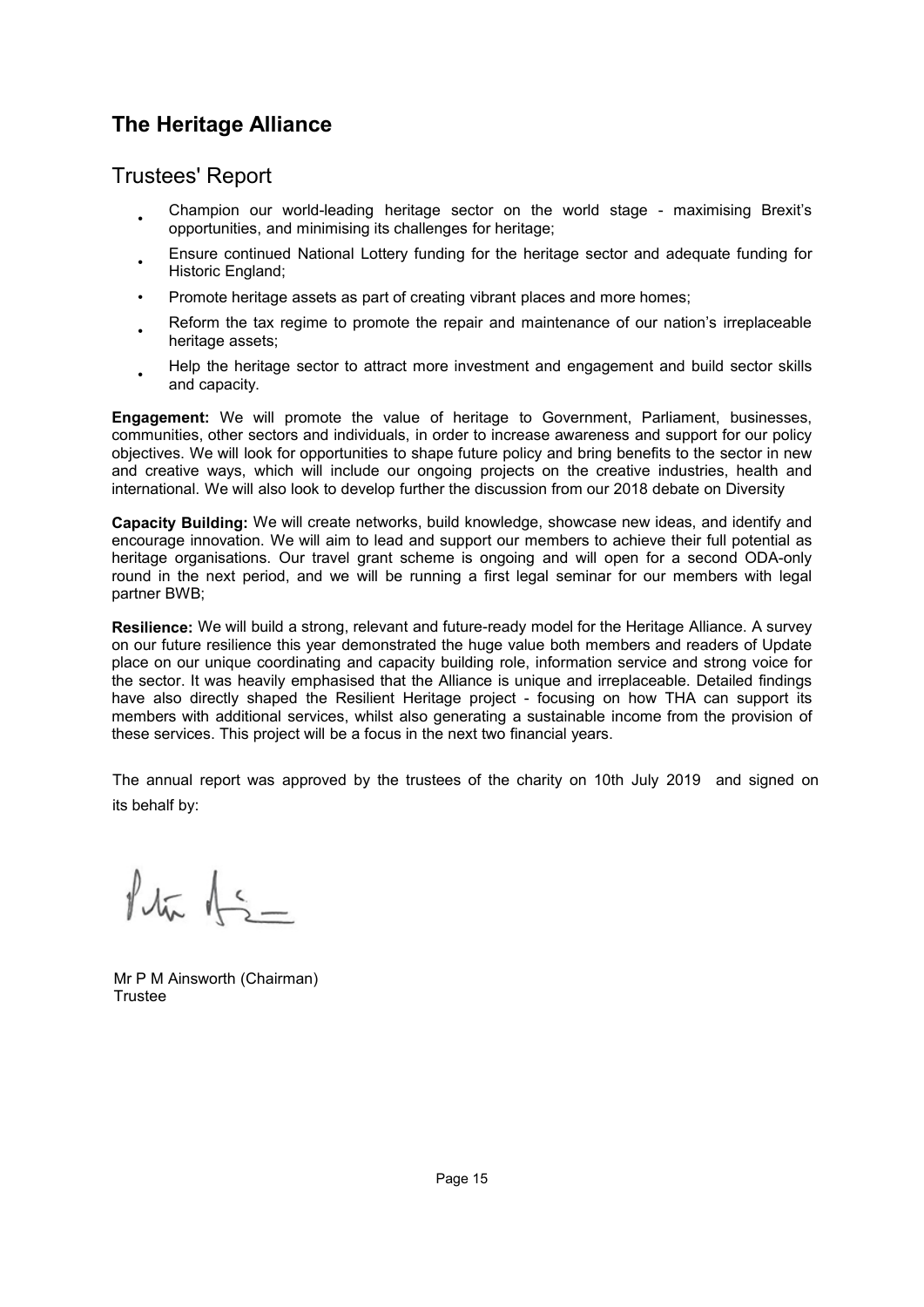# The Heritage Alliance

## Trustees' Report

- Champion our world-leading heritage sector on the world stage - maximising Brexit's opportunities, and minimising its challenges for heritage;
- Ensure continued National Lottery funding for the heritage sector and adequate funding for Historic England;
- Promote heritage assets as part of creating vibrant places and more homes;
- Reform the tax regime to promote the repair and maintenance of our nation's irreplaceable heritage assets;
- Help the heritage sector to attract more investment and engagement and build sector skills and capacity.

**Engagement:** We will promote the value of heritage to Government, Parliament, businesses, communities, other sectors and individuals, in order to increase awareness and support for our policy objectives. We will look for opportunities to shape future policy and bring benefits to the sector in new and creative ways, which will include our ongoing projects on the creative industries, health and international. We will also look to develop further the discussion from our 2018 debate on Diversity

**Capacity Building:** We will create networks, build knowledge, showcase new ideas, and identify and encourage innovation. We will aim to lead and support our members to achieve their full potential as heritage organisations. Our travel grant scheme is ongoing and will open for a second ODA-only round in the next period, and we will be running a first legal seminar for our members with legal partner BWB;

**Resilience:** We will build a strong, relevant and future-ready model for the Heritage Alliance. A survey on our future resilience this year demonstrated the huge value both members and readers of Update place on our unique coordinating and capacity building role, information service and strong voice for the sector. It was heavily emphasised that the Alliance is unique and irreplaceable. Detailed findings have also directly shaped the Resilient Heritage project - focusing on how THA can support its members with additional services, whilst also generating a sustainable income from the provision of these services. This project will be a focus in the next two financial years.

The annual report was approved by the trustees of the charity on 10th July 2019 and signed on its behalf by:

Mr P M Ainsworth (Chairman)
Trustee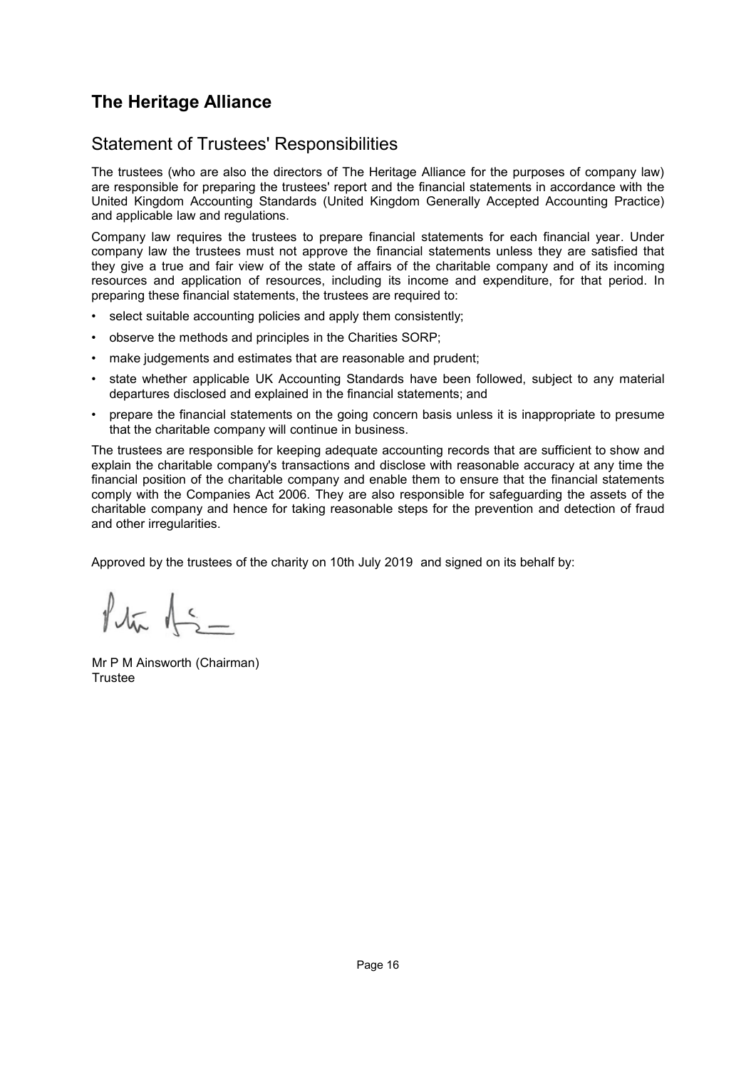# The Heritage Alliance

## Statement of Trustees' Responsibilities

The trustees (who are also the directors of The Heritage Alliance for the purposes of company law) are responsible for preparing the trustees' report and the financial statements in accordance with the United Kingdom Accounting Standards (United Kingdom Generally Accepted Accounting Practice) and applicable law and regulations.

Company law requires the trustees to prepare financial statements for each financial year. Under company law the trustees must not approve the financial statements unless they are satisfied that they give a true and fair view of the state of affairs of the charitable company and of its incoming resources and application of resources, including its income and expenditure, for that period. In preparing these financial statements, the trustees are required to:

- select suitable accounting policies and apply them consistently;
- observe the methods and principles in the Charities SORP;
- make judgements and estimates that are reasonable and prudent;
- state whether applicable UK Accounting Standards have been followed, subject to any material departures disclosed and explained in the financial statements; and
- prepare the financial statements on the going concern basis unless it is inappropriate to presume that the charitable company will continue in business.

The trustees are responsible for keeping adequate accounting records that are sufficient to show and explain the charitable company's transactions and disclose with reasonable accuracy at any time the financial position of the charitable company and enable them to ensure that the financial statements comply with the Companies Act 2006. They are also responsible for safeguarding the assets of the charitable company and hence for taking reasonable steps for the prevention and detection of fraud and other irregularities.

Approved by the trustees of the charity on 10th July 2019 and signed on its behalf by:

Mr P M Ainsworth (Chairman)
Trustee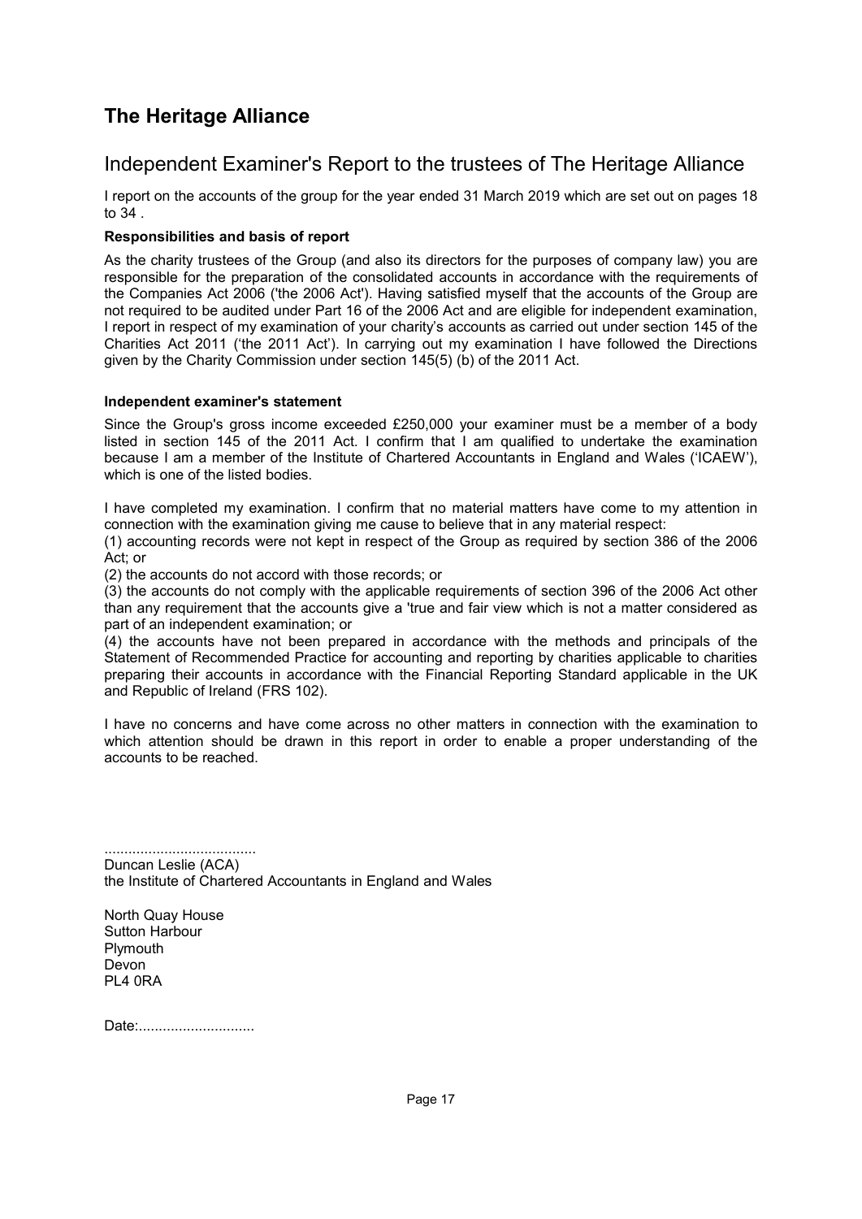# The Heritage Alliance

## Independent Examiner's Report to the trustees of The Heritage Alliance

I report on the accounts of the group for the year ended 31 March 2019 which are set out on pages 18 to 34 .

**Responsibilities and basis of report**

As the charity trustees of the Group (and also its directors for the purposes of company law) you are responsible for the preparation of the consolidated accounts in accordance with the requirements of the Companies Act 2006 ('the 2006 Act'). Having satisfied myself that the accounts of the Group are not required to be audited under Part 16 of the 2006 Act and are eligible for independent examination, I report in respect of my examination of your charity's accounts as carried out under section 145 of the Charities Act 2011 ('the 2011 Act'). In carrying out my examination I have followed the Directions given by the Charity Commission under section 145(5) (b) of the 2011 Act.

**Independent examiner's statement**

Since the Group's gross income exceeded £250,000 your examiner must be a member of a body listed in section 145 of the 2011 Act. I confirm that I am qualified to undertake the examination because I am a member of the Institute of Chartered Accountants in England and Wales ('ICAEW'), which is one of the listed bodies.

I have completed my examination. I confirm that no material matters have come to my attention in connection with the examination giving me cause to believe that in any material respect:

(1) accounting records were not kept in respect of the Group as required by section 386 of the 2006 Act; or

(2) the accounts do not accord with those records; or

(3) the accounts do not comply with the applicable requirements of section 396 of the 2006 Act other than any requirement that the accounts give a 'true and fair view which is not a matter considered as part of an independent examination; or

(4) the accounts have not been prepared in accordance with the methods and principals of the Statement of Recommended Practice for accounting and reporting by charities applicable to charities preparing their accounts in accordance with the Financial Reporting Standard applicable in the UK and Republic of Ireland (FRS 102).

I have no concerns and have come across no other matters in connection with the examination to which attention should be drawn in this report in order to enable a proper understanding of the accounts to be reached.

......................................
Duncan Leslie (ACA)
the Institute of Chartered Accountants in England and Wales

North Quay House
Sutton Harbour
Plymouth
Devon
PL4 0RA

Date:.............................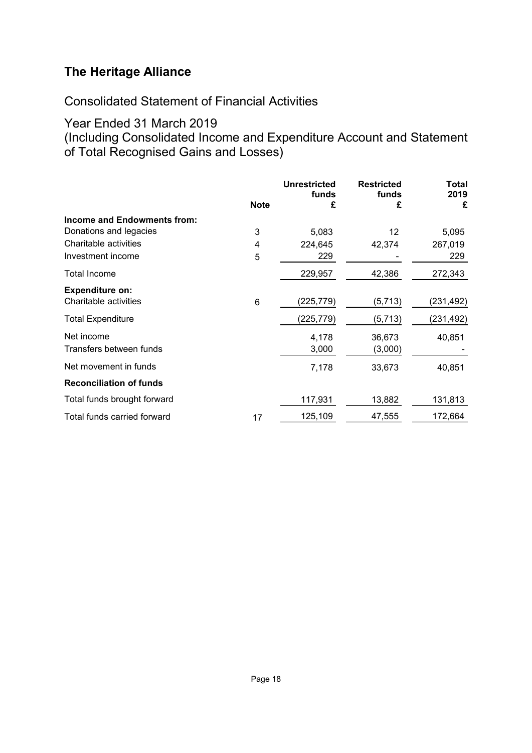# The Heritage Alliance

## Consolidated Statement of Financial Activities

## Year Ended 31 March 2019
(Including Consolidated Income and Expenditure Account and Statement of Total Recognised Gains and Losses)

| | Note | Unrestricted funds £ | Restricted funds £ | Total 2019 £ |
|---|---|---|---|---|
| **Income and Endowments from:** | | | | |
| Donations and legacies | 3 | 5,083 | 12 | 5,095 |
| Charitable activities | 4 | 224,645 | 42,374 | 267,019 |
| Investment income | 5 | 229 | - | 229 |
| Total Income | | 229,957 | 42,386 | 272,343 |
| **Expenditure on:** | | | | |
| Charitable activities | 6 | (225,779) | (5,713) | (231,492) |
| Total Expenditure | | (225,779) | (5,713) | (231,492) |
| Net income | | 4,178 | 36,673 | 40,851 |
| Transfers between funds | | 3,000 | (3,000) | - |
| Net movement in funds | | 7,178 | 33,673 | 40,851 |
| **Reconciliation of funds** | | | | |
| Total funds brought forward | | 117,931 | 13,882 | 131,813 |
| Total funds carried forward | 17 | 125,109 | 47,555 | 172,664 |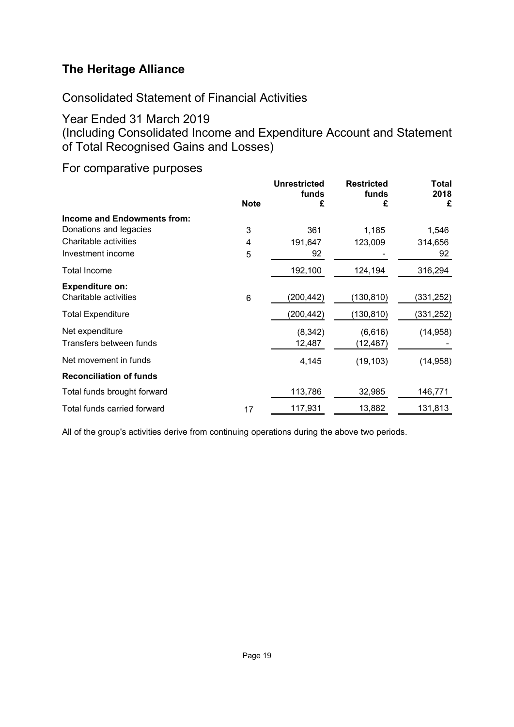# The Heritage Alliance

## Consolidated Statement of Financial Activities

## Year Ended 31 March 2019

## (Including Consolidated Income and Expenditure Account and Statement of Total Recognised Gains and Losses)

## For comparative purposes

| | Note | Unrestricted funds £ | Restricted funds £ | Total 2018 £ |
|---|---|---|---|---|
| **Income and Endowments from:** | | | | |
| Donations and legacies | 3 | 361 | 1,185 | 1,546 |
| Charitable activities | 4 | 191,647 | 123,009 | 314,656 |
| Investment income | 5 | 92 | - | 92 |
| Total Income | | 192,100 | 124,194 | 316,294 |
| **Expenditure on:** | | | | |
| Charitable activities | 6 | (200,442) | (130,810) | (331,252) |
| Total Expenditure | | (200,442) | (130,810) | (331,252) |
| Net expenditure | | (8,342) | (6,616) | (14,958) |
| Transfers between funds | | 12,487 | (12,487) | - |
| Net movement in funds | | 4,145 | (19,103) | (14,958) |
| **Reconciliation of funds** | | | | |
| Total funds brought forward | | 113,786 | 32,985 | 146,771 |
| Total funds carried forward | 17 | 117,931 | 13,882 | 131,813 |

All of the group's activities derive from continuing operations during the above two periods.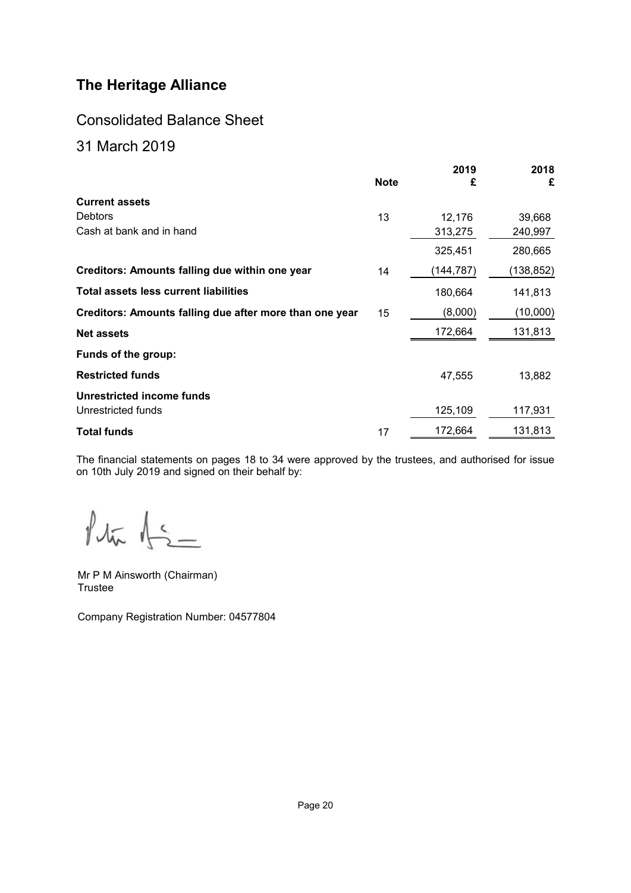# The Heritage Alliance

## Consolidated Balance Sheet

## 31 March 2019

| | Note | 2019 £ | 2018 £ |
|---|---|---|---|
| **Current assets** | | | |
| Debtors | 13 | 12,176 | 39,668 |
| Cash at bank and in hand | | 313,275 | 240,997 |
| | | 325,451 | 280,665 |
| **Creditors: Amounts falling due within one year** | 14 | (144,787) | (138,852) |
| **Total assets less current liabilities** | | 180,664 | 141,813 |
| **Creditors: Amounts falling due after more than one year** | 15 | (8,000) | (10,000) |
| **Net assets** | | 172,664 | 131,813 |
| **Funds of the group:** | | | |
| **Restricted funds** | | 47,555 | 13,882 |
| **Unrestricted income funds** | | | |
| Unrestricted funds | | 125,109 | 117,931 |
| **Total funds** | 17 | 172,664 | 131,813 |

The financial statements on pages 18 to 34 were approved by the trustees, and authorised for issue on 10th July 2019 and signed on their behalf by:

Mr P M Ainsworth (Chairman)
Trustee

Company Registration Number: 04577804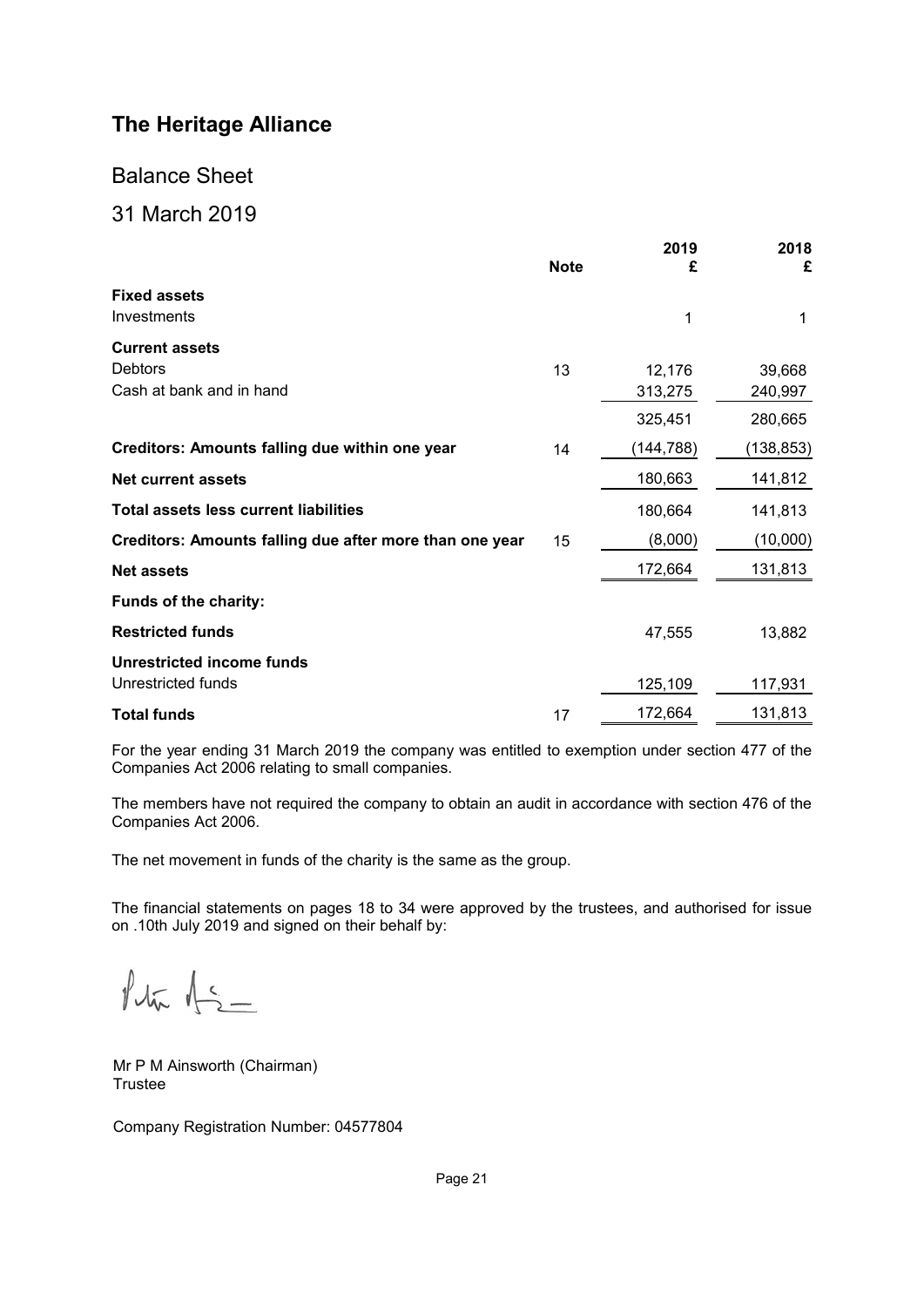# The Heritage Alliance

## Balance Sheet

## 31 March 2019

| | Note | 2019<br>£ | 2018<br>£ |
|---|---|---|---|
| **Fixed assets** | | | |
| Investments | | 1 | 1 |
| **Current assets** | | | |
| Debtors | 13 | 12,176 | 39,668 |
| Cash at bank and in hand | | 313,275 | 240,997 |
| | | 325,451 | 280,665 |
| **Creditors: Amounts falling due within one year** | 14 | (144,788) | (138,853) |
| **Net current assets** | | 180,663 | 141,812 |
| **Total assets less current liabilities** | | 180,664 | 141,813 |
| **Creditors: Amounts falling due after more than one year** | 15 | (8,000) | (10,000) |
| **Net assets** | | 172,664 | 131,813 |
| **Funds of the charity:** | | | |
| **Restricted funds** | | 47,555 | 13,882 |
| **Unrestricted income funds** | | | |
| Unrestricted funds | | 125,109 | 117,931 |
| **Total funds** | 17 | 172,664 | 131,813 |

For the year ending 31 March 2019 the company was entitled to exemption under section 477 of the Companies Act 2006 relating to small companies.

The members have not required the company to obtain an audit in accordance with section 476 of the Companies Act 2006.

The net movement in funds of the charity is the same as the group.

The financial statements on pages 18 to 34 were approved by the trustees, and authorised for issue on .10th July 2019 and signed on their behalf by:

Mr P M Ainsworth (Chairman)
Trustee

Company Registration Number: 04577804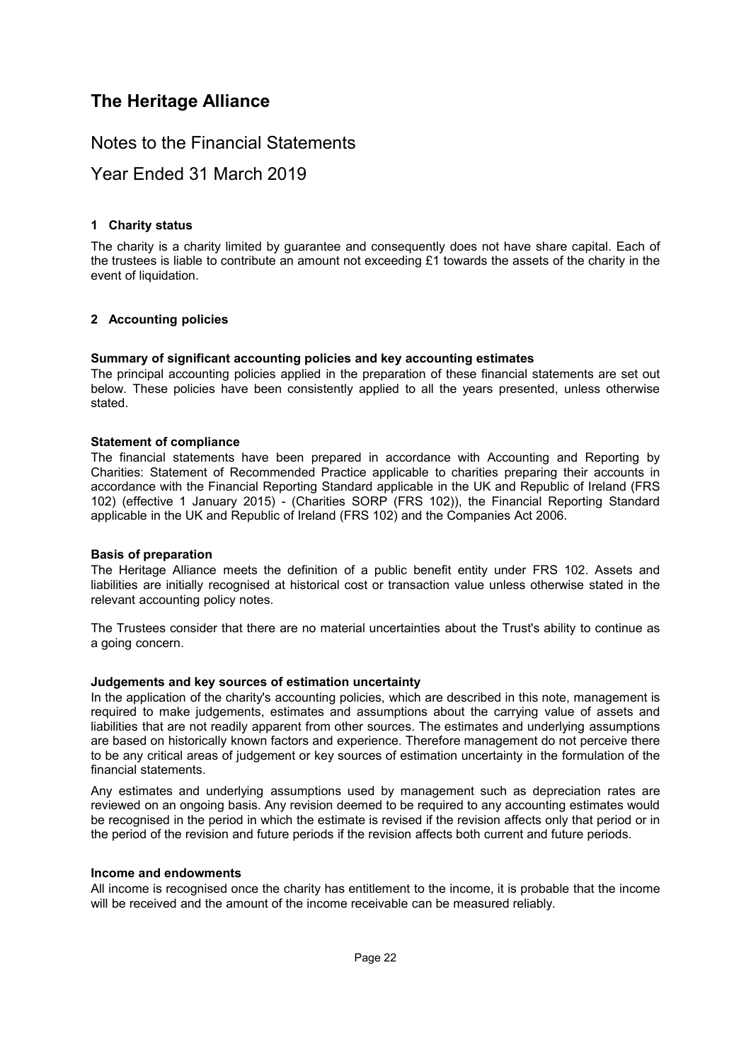# The Heritage Alliance

## Notes to the Financial Statements

## Year Ended 31 March 2019

### 1 Charity status

The charity is a charity limited by guarantee and consequently does not have share capital. Each of the trustees is liable to contribute an amount not exceeding £1 towards the assets of the charity in the event of liquidation.

### 2 Accounting policies

**Summary of significant accounting policies and key accounting estimates**

The principal accounting policies applied in the preparation of these financial statements are set out below. These policies have been consistently applied to all the years presented, unless otherwise stated.

**Statement of compliance**

The financial statements have been prepared in accordance with Accounting and Reporting by Charities: Statement of Recommended Practice applicable to charities preparing their accounts in accordance with the Financial Reporting Standard applicable in the UK and Republic of Ireland (FRS 102) (effective 1 January 2015) - (Charities SORP (FRS 102)), the Financial Reporting Standard applicable in the UK and Republic of Ireland (FRS 102) and the Companies Act 2006.

**Basis of preparation**

The Heritage Alliance meets the definition of a public benefit entity under FRS 102. Assets and liabilities are initially recognised at historical cost or transaction value unless otherwise stated in the relevant accounting policy notes.

The Trustees consider that there are no material uncertainties about the Trust's ability to continue as a going concern.

**Judgements and key sources of estimation uncertainty**

In the application of the charity's accounting policies, which are described in this note, management is required to make judgements, estimates and assumptions about the carrying value of assets and liabilities that are not readily apparent from other sources. The estimates and underlying assumptions are based on historically known factors and experience. Therefore management do not perceive there to be any critical areas of judgement or key sources of estimation uncertainty in the formulation of the financial statements.

Any estimates and underlying assumptions used by management such as depreciation rates are reviewed on an ongoing basis. Any revision deemed to be required to any accounting estimates would be recognised in the period in which the estimate is revised if the revision affects only that period or in the period of the revision and future periods if the revision affects both current and future periods.

**Income and endowments**

All income is recognised once the charity has entitlement to the income, it is probable that the income will be received and the amount of the income receivable can be measured reliably.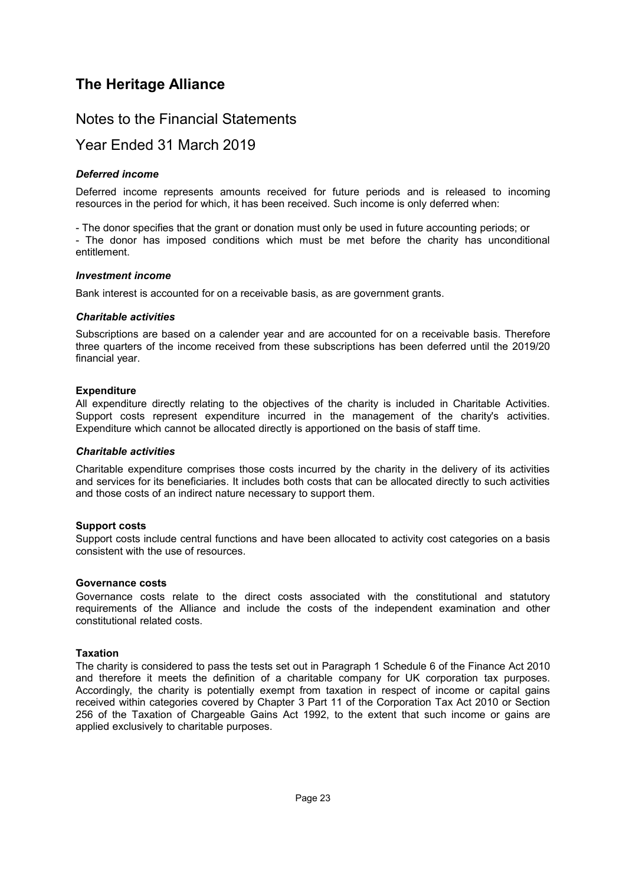# The Heritage Alliance

## Notes to the Financial Statements

## Year Ended 31 March 2019

### *Deferred income*

Deferred income represents amounts received for future periods and is released to incoming resources in the period for which, it has been received. Such income is only deferred when:

- The donor specifies that the grant or donation must only be used in future accounting periods; or
- The donor has imposed conditions which must be met before the charity has unconditional entitlement.

### *Investment income*

Bank interest is accounted for on a receivable basis, as are government grants.

### *Charitable activities*

Subscriptions are based on a calender year and are accounted for on a receivable basis. Therefore three quarters of the income received from these subscriptions has been deferred until the 2019/20 financial year.

### Expenditure

All expenditure directly relating to the objectives of the charity is included in Charitable Activities. Support costs represent expenditure incurred in the management of the charity's activities. Expenditure which cannot be allocated directly is apportioned on the basis of staff time.

### *Charitable activities*

Charitable expenditure comprises those costs incurred by the charity in the delivery of its activities and services for its beneficiaries. It includes both costs that can be allocated directly to such activities and those costs of an indirect nature necessary to support them.

### Support costs

Support costs include central functions and have been allocated to activity cost categories on a basis consistent with the use of resources.

### Governance costs

Governance costs relate to the direct costs associated with the constitutional and statutory requirements of the Alliance and include the costs of the independent examination and other constitutional related costs.

### Taxation

The charity is considered to pass the tests set out in Paragraph 1 Schedule 6 of the Finance Act 2010 and therefore it meets the definition of a charitable company for UK corporation tax purposes. Accordingly, the charity is potentially exempt from taxation in respect of income or capital gains received within categories covered by Chapter 3 Part 11 of the Corporation Tax Act 2010 or Section 256 of the Taxation of Chargeable Gains Act 1992, to the extent that such income or gains are applied exclusively to charitable purposes.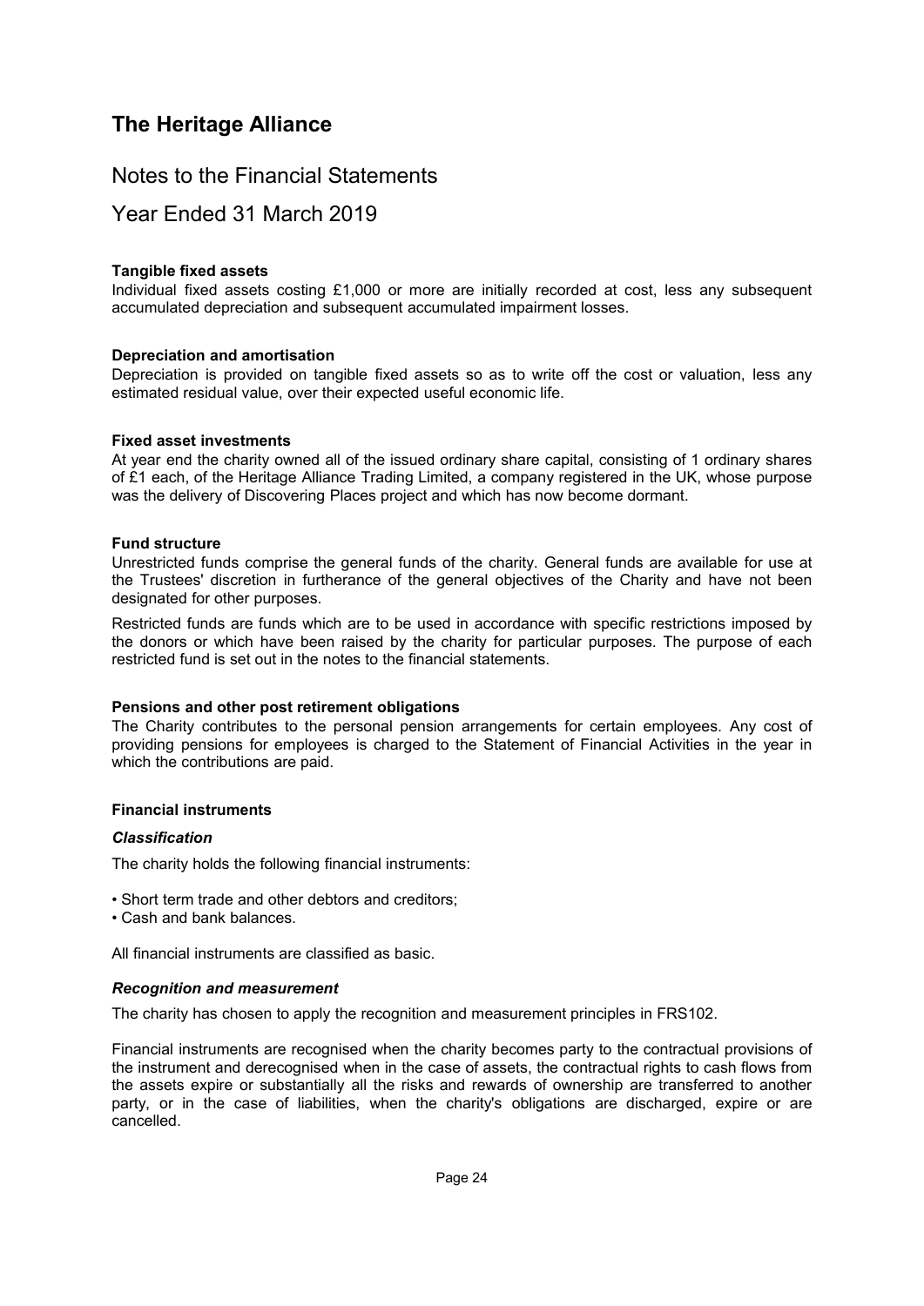# The Heritage Alliance

## Notes to the Financial Statements

## Year Ended 31 March 2019

**Tangible fixed assets**
Individual fixed assets costing £1,000 or more are initially recorded at cost, less any subsequent accumulated depreciation and subsequent accumulated impairment losses.

**Depreciation and amortisation**
Depreciation is provided on tangible fixed assets so as to write off the cost or valuation, less any estimated residual value, over their expected useful economic life.

**Fixed asset investments**
At year end the charity owned all of the issued ordinary share capital, consisting of 1 ordinary shares of £1 each, of the Heritage Alliance Trading Limited, a company registered in the UK, whose purpose was the delivery of Discovering Places project and which has now become dormant.

**Fund structure**
Unrestricted funds comprise the general funds of the charity. General funds are available for use at the Trustees' discretion in furtherance of the general objectives of the Charity and have not been designated for other purposes.

Restricted funds are funds which are to be used in accordance with specific restrictions imposed by the donors or which have been raised by the charity for particular purposes. The purpose of each restricted fund is set out in the notes to the financial statements.

**Pensions and other post retirement obligations**
The Charity contributes to the personal pension arrangements for certain employees. Any cost of providing pensions for employees is charged to the Statement of Financial Activities in the year in which the contributions are paid.

**Financial instruments**

***Classification***

The charity holds the following financial instruments:

- Short term trade and other debtors and creditors;
- Cash and bank balances.

All financial instruments are classified as basic.

***Recognition and measurement***

The charity has chosen to apply the recognition and measurement principles in FRS102.

Financial instruments are recognised when the charity becomes party to the contractual provisions of the instrument and derecognised when in the case of assets, the contractual rights to cash flows from the assets expire or substantially all the risks and rewards of ownership are transferred to another party, or in the case of liabilities, when the charity's obligations are discharged, expire or are cancelled.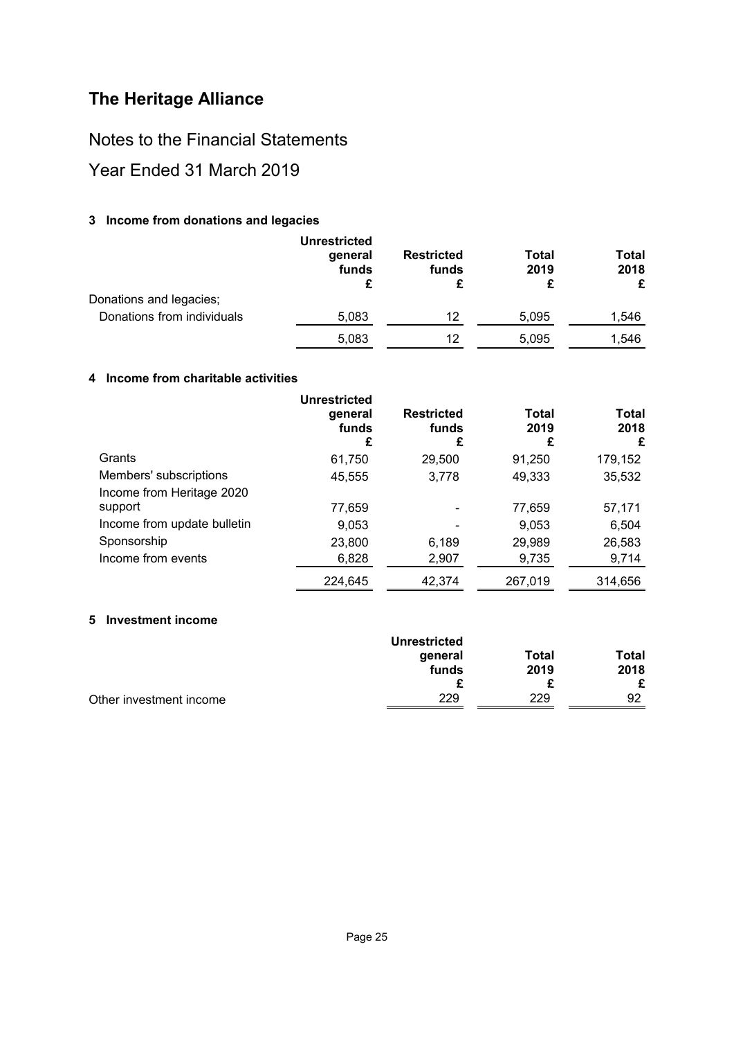# The Heritage Alliance

## Notes to the Financial Statements

## Year Ended 31 March 2019

### 3 Income from donations and legacies

| | Unrestricted general funds £ | Restricted funds £ | Total 2019 £ | Total 2018 £ |
|---|---|---|---|---|
| Donations and legacies; | | | | |
| Donations from individuals | 5,083 | 12 | 5,095 | 1,546 |
| | 5,083 | 12 | 5,095 | 1,546 |

### 4 Income from charitable activities

| | Unrestricted general funds £ | Restricted funds £ | Total 2019 £ | Total 2018 £ |
|---|---|---|---|---|
| Grants | 61,750 | 29,500 | 91,250 | 179,152 |
| Members' subscriptions | 45,555 | 3,778 | 49,333 | 35,532 |
| Income from Heritage 2020 support | 77,659 | - | 77,659 | 57,171 |
| Income from update bulletin | 9,053 | - | 9,053 | 6,504 |
| Sponsorship | 23,800 | 6,189 | 29,989 | 26,583 |
| Income from events | 6,828 | 2,907 | 9,735 | 9,714 |
| | 224,645 | 42,374 | 267,019 | 314,656 |

### 5 Investment income

| | Unrestricted general funds £ | Total 2019 £ | Total 2018 £ |
|---|---|---|---|
| Other investment income | 229 | 229 | 92 |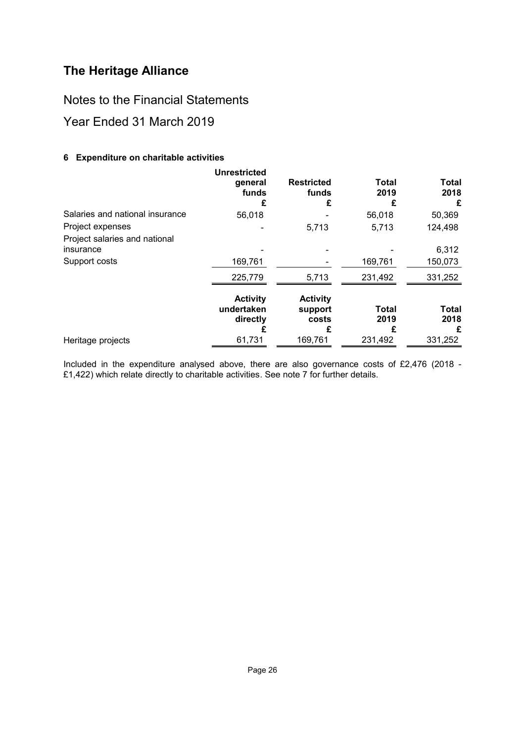# The Heritage Alliance

## Notes to the Financial Statements

## Year Ended 31 March 2019

### 6 Expenditure on charitable activities

| | Unrestricted general funds £ | Restricted funds £ | Total 2019 £ | Total 2018 £ |
|---|---|---|---|---|
| Salaries and national insurance | 56,018 | - | 56,018 | 50,369 |
| Project expenses | - | 5,713 | 5,713 | 124,498 |
| Project salaries and national insurance | - | - | - | 6,312 |
| Support costs | 169,761 | - | 169,761 | 150,073 |
| | 225,779 | 5,713 | 231,492 | 331,252 |

| | Activity undertaken directly £ | Activity support costs £ | Total 2019 £ | Total 2018 £ |
|---|---|---|---|---|
| Heritage projects | 61,731 | 169,761 | 231,492 | 331,252 |

Included in the expenditure analysed above, there are also governance costs of £2,476 (2018 - £1,422) which relate directly to charitable activities. See note 7 for further details.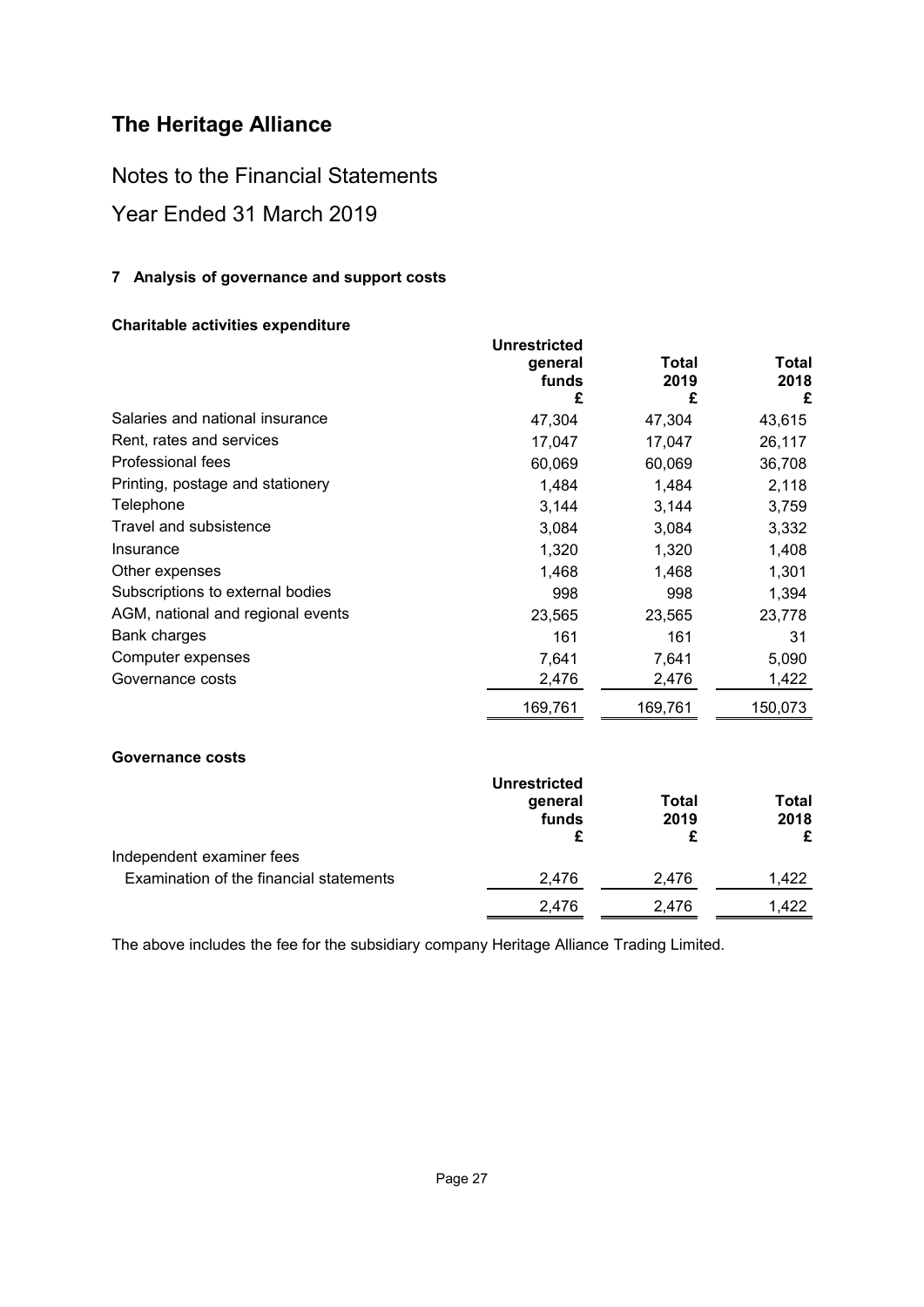# The Heritage Alliance

## Notes to the Financial Statements

## Year Ended 31 March 2019

### 7 Analysis of governance and support costs

**Charitable activities expenditure**

| | Unrestricted general funds £ | Total 2019 £ | Total 2018 £ |
|---|---|---|---|
| Salaries and national insurance | 47,304 | 47,304 | 43,615 |
| Rent, rates and services | 17,047 | 17,047 | 26,117 |
| Professional fees | 60,069 | 60,069 | 36,708 |
| Printing, postage and stationery | 1,484 | 1,484 | 2,118 |
| Telephone | 3,144 | 3,144 | 3,759 |
| Travel and subsistence | 3,084 | 3,084 | 3,332 |
| Insurance | 1,320 | 1,320 | 1,408 |
| Other expenses | 1,468 | 1,468 | 1,301 |
| Subscriptions to external bodies | 998 | 998 | 1,394 |
| AGM, national and regional events | 23,565 | 23,565 | 23,778 |
| Bank charges | 161 | 161 | 31 |
| Computer expenses | 7,641 | 7,641 | 5,090 |
| Governance costs | 2,476 | 2,476 | 1,422 |
| | 169,761 | 169,761 | 150,073 |

**Governance costs**

| | Unrestricted general funds £ | Total 2019 £ | Total 2018 £ |
|---|---|---|---|
| Independent examiner fees | | | |
| Examination of the financial statements | 2,476 | 2,476 | 1,422 |
| | 2,476 | 2,476 | 1,422 |

The above includes the fee for the subsidiary company Heritage Alliance Trading Limited.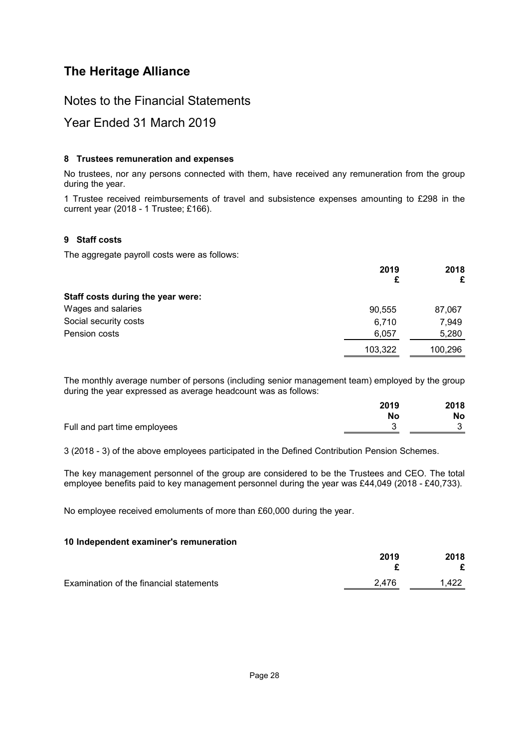# The Heritage Alliance

## Notes to the Financial Statements

## Year Ended 31 March 2019

### 8 Trustees remuneration and expenses

No trustees, nor any persons connected with them, have received any remuneration from the group during the year.

1 Trustee received reimbursements of travel and subsistence expenses amounting to £298 in the current year (2018 - 1 Trustee; £166).

### 9 Staff costs

The aggregate payroll costs were as follows:

| | 2019 £ | 2018 £ |
|---|---|---|
| **Staff costs during the year were:** | | |
| Wages and salaries | 90,555 | 87,067 |
| Social security costs | 6,710 | 7,949 |
| Pension costs | 6,057 | 5,280 |
| | 103,322 | 100,296 |

The monthly average number of persons (including senior management team) employed by the group during the year expressed as average headcount was as follows:

| | 2019 No | 2018 No |
|---|---|---|
| Full and part time employees | 3 | 3 |

3 (2018 - 3) of the above employees participated in the Defined Contribution Pension Schemes.

The key management personnel of the group are considered to be the Trustees and CEO. The total employee benefits paid to key management personnel during the year was £44,049 (2018 - £40,733).

No employee received emoluments of more than £60,000 during the year.

### 10 Independent examiner's remuneration

| | 2019 £ | 2018 £ |
|---|---|---|
| Examination of the financial statements | 2,476 | 1,422 |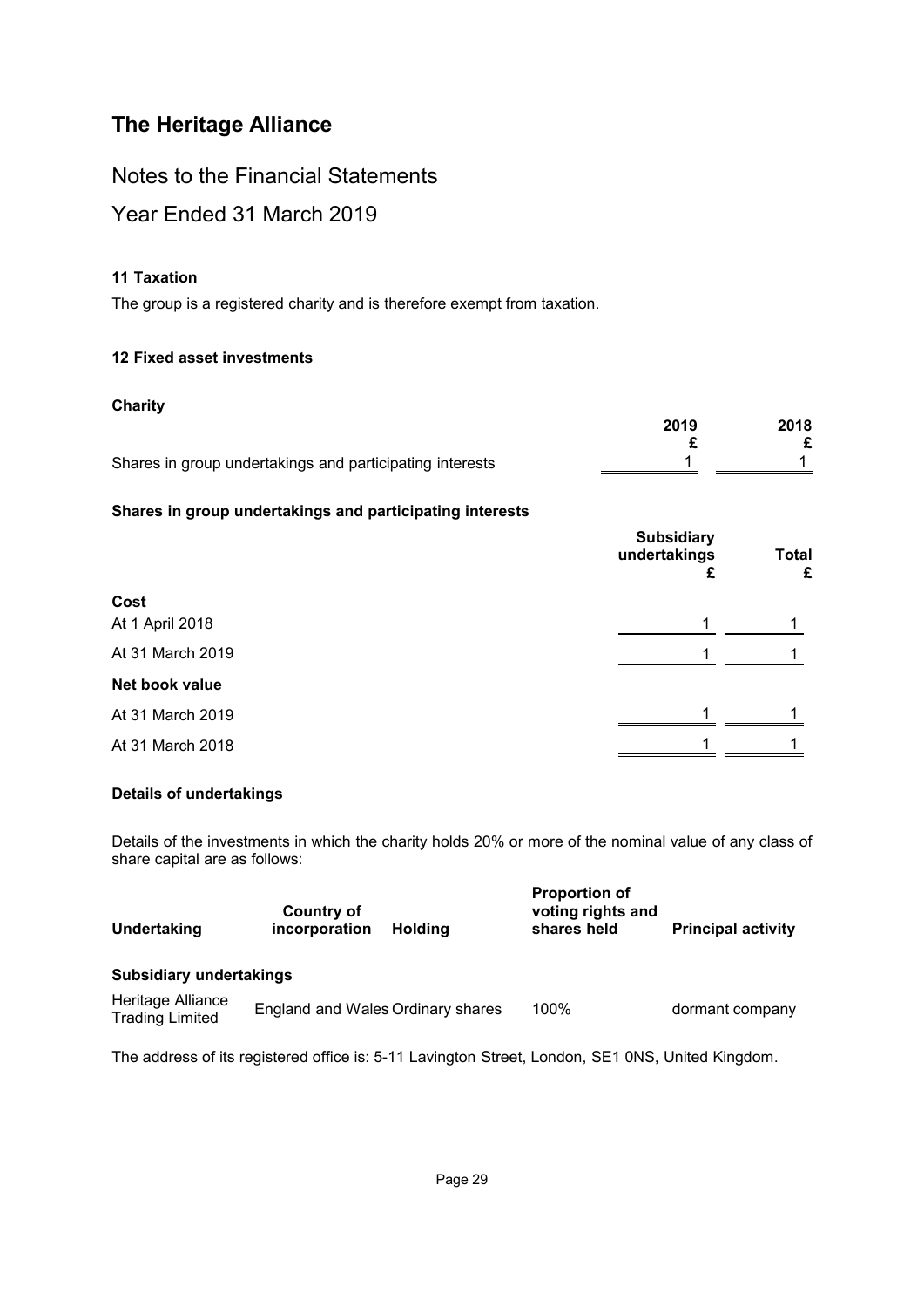# The Heritage Alliance

## Notes to the Financial Statements

## Year Ended 31 March 2019

### 11 Taxation

The group is a registered charity and is therefore exempt from taxation.

### 12 Fixed asset investments

**Charity**

| | 2019<br>£ | 2018<br>£ |
|---|---|---|
| Shares in group undertakings and participating interests | 1 | 1 |

**Shares in group undertakings and participating interests**

| | Subsidiary undertakings<br>£ | Total<br>£ |
|---|---|---|
| **Cost** | | |
| At 1 April 2018 | 1 | 1 |
| At 31 March 2019 | 1 | 1 |
| **Net book value** | | |
| At 31 March 2019 | 1 | 1 |
| At 31 March 2018 | 1 | 1 |

**Details of undertakings**

Details of the investments in which the charity holds 20% or more of the nominal value of any class of share capital are as follows:

| Undertaking | Country of incorporation | Holding | Proportion of voting rights and shares held | Principal activity |
|---|---|---|---|---|
| **Subsidiary undertakings** | | | | |
| Heritage Alliance Trading Limited | England and Wales | Ordinary shares | 100% | dormant company |

The address of its registered office is: 5-11 Lavington Street, London, SE1 0NS, United Kingdom.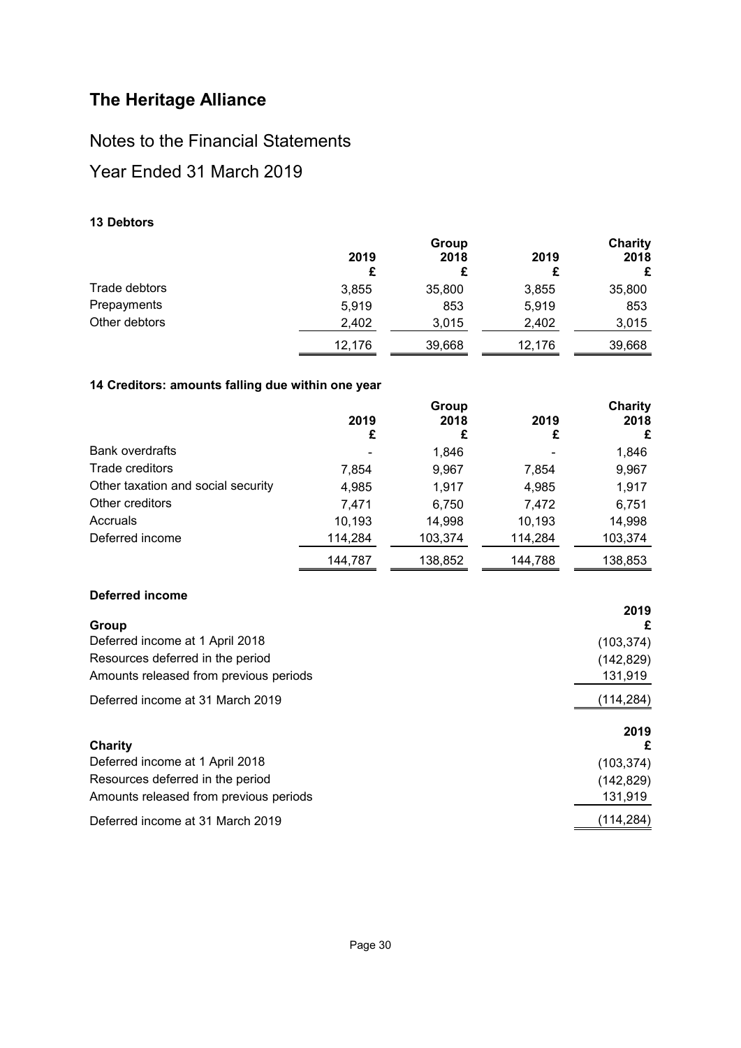# The Heritage Alliance

## Notes to the Financial Statements

## Year Ended 31 March 2019

### 13 Debtors

| | Group | | Charity | |
|---|---|---|---|---|
| | 2019 £ | 2018 £ | 2019 £ | 2018 £ |
| Trade debtors | 3,855 | 35,800 | 3,855 | 35,800 |
| Prepayments | 5,919 | 853 | 5,919 | 853 |
| Other debtors | 2,402 | 3,015 | 2,402 | 3,015 |
| | 12,176 | 39,668 | 12,176 | 39,668 |

### 14 Creditors: amounts falling due within one year

| | Group | | Charity | |
|---|---|---|---|---|
| | 2019 £ | 2018 £ | 2019 £ | 2018 £ |
| Bank overdrafts | - | 1,846 | - | 1,846 |
| Trade creditors | 7,854 | 9,967 | 7,854 | 9,967 |
| Other taxation and social security | 4,985 | 1,917 | 4,985 | 1,917 |
| Other creditors | 7,471 | 6,750 | 7,472 | 6,751 |
| Accruals | 10,193 | 14,998 | 10,193 | 14,998 |
| Deferred income | 114,284 | 103,374 | 114,284 | 103,374 |
| | 144,787 | 138,852 | 144,788 | 138,853 |

#### Deferred income

| Group | 2019 £ |
|---|---|
| Deferred income at 1 April 2018 | (103,374) |
| Resources deferred in the period | (142,829) |
| Amounts released from previous periods | 131,919 |
| Deferred income at 31 March 2019 | (114,284) |

| Charity | 2019 £ |
|---|---|
| Deferred income at 1 April 2018 | (103,374) |
| Resources deferred in the period | (142,829) |
| Amounts released from previous periods | 131,919 |
| Deferred income at 31 March 2019 | (114,284) |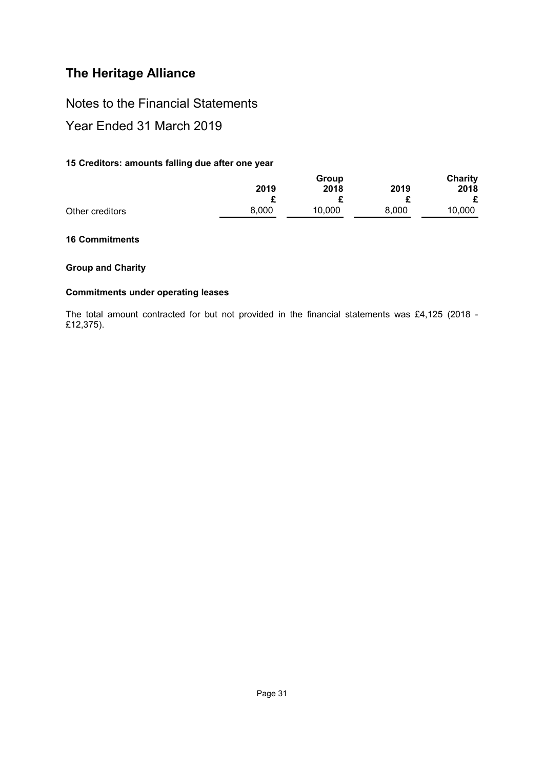# The Heritage Alliance

## Notes to the Financial Statements

## Year Ended 31 March 2019

### 15 Creditors: amounts falling due after one year

| | Group | | Charity | |
|---|---|---|---|---|
| | **2019** | **2018** | **2019** | **2018** |
| | **£** | **£** | **£** | **£** |
| Other creditors | 8,000 | 10,000 | 8,000 | 10,000 |

### 16 Commitments

**Group and Charity**

**Commitments under operating leases**

The total amount contracted for but not provided in the financial statements was £4,125 (2018 - £12,375).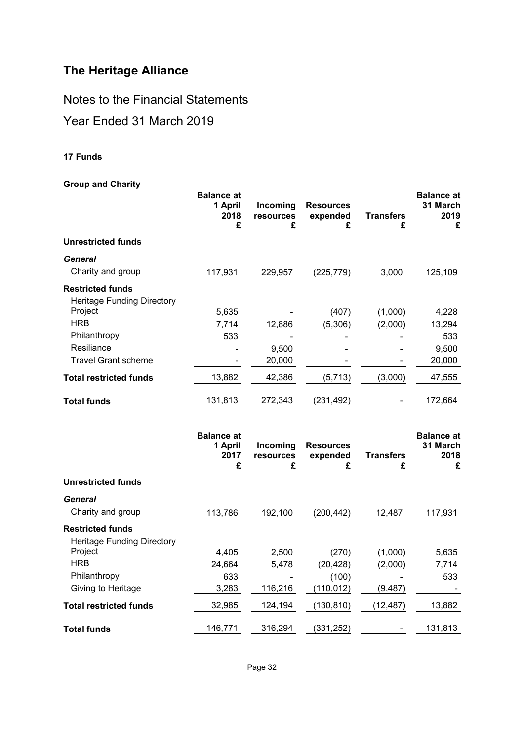# The Heritage Alliance

## Notes to the Financial Statements

## Year Ended 31 March 2019

### 17 Funds

**Group and Charity**

| | Balance at 1 April 2018 £ | Incoming resources £ | Resources expended £ | Transfers £ | Balance at 31 March 2019 £ |
|---|---|---|---|---|---|
| **Unrestricted funds** | | | | | |
| ***General*** | | | | | |
| Charity and group | 117,931 | 229,957 | (225,779) | 3,000 | 125,109 |
| **Restricted funds** | | | | | |
| Heritage Funding Directory Project | 5,635 | - | (407) | (1,000) | 4,228 |
| HRB | 7,714 | 12,886 | (5,306) | (2,000) | 13,294 |
| Philanthropy | 533 | - | - | - | 533 |
| Resiliance | - | 9,500 | - | - | 9,500 |
| Travel Grant scheme | - | 20,000 | - | - | 20,000 |
| **Total restricted funds** | 13,882 | 42,386 | (5,713) | (3,000) | 47,555 |
| **Total funds** | 131,813 | 272,343 | (231,492) | - | 172,664 |

| | Balance at 1 April 2017 £ | Incoming resources £ | Resources expended £ | Transfers £ | Balance at 31 March 2018 £ |
|---|---|---|---|---|---|
| **Unrestricted funds** | | | | | |
| ***General*** | | | | | |
| Charity and group | 113,786 | 192,100 | (200,442) | 12,487 | 117,931 |
| **Restricted funds** | | | | | |
| Heritage Funding Directory Project | 4,405 | 2,500 | (270) | (1,000) | 5,635 |
| HRB | 24,664 | 5,478 | (20,428) | (2,000) | 7,714 |
| Philanthropy | 633 | - | (100) | - | 533 |
| Giving to Heritage | 3,283 | 116,216 | (110,012) | (9,487) | - |
| **Total restricted funds** | 32,985 | 124,194 | (130,810) | (12,487) | 13,882 |
| **Total funds** | 146,771 | 316,294 | (331,252) | - | 131,813 |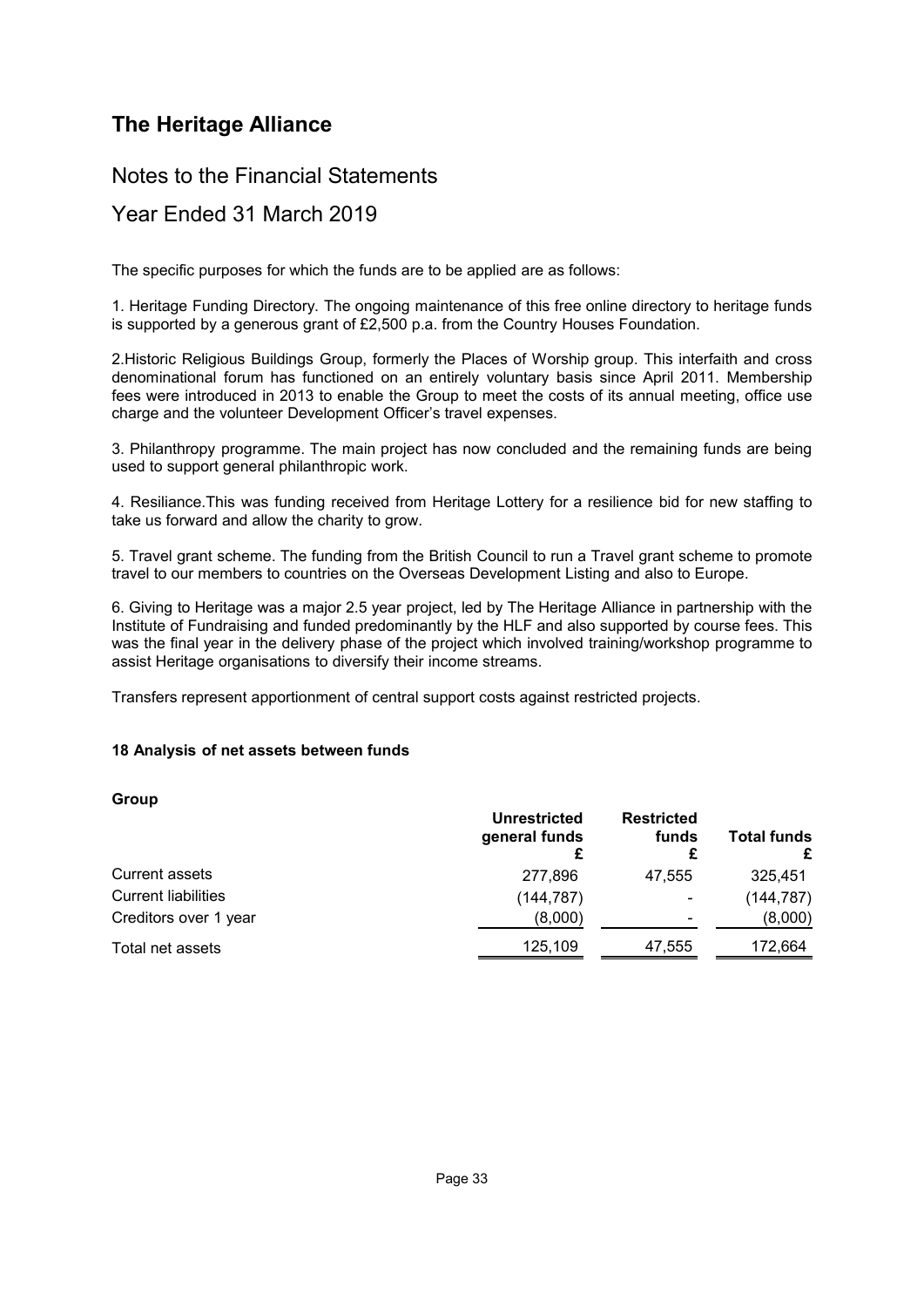# The Heritage Alliance

## Notes to the Financial Statements

## Year Ended 31 March 2019

The specific purposes for which the funds are to be applied are as follows:

1. Heritage Funding Directory. The ongoing maintenance of this free online directory to heritage funds is supported by a generous grant of £2,500 p.a. from the Country Houses Foundation.

2.Historic Religious Buildings Group, formerly the Places of Worship group. This interfaith and cross denominational forum has functioned on an entirely voluntary basis since April 2011. Membership fees were introduced in 2013 to enable the Group to meet the costs of its annual meeting, office use charge and the volunteer Development Officer's travel expenses.

3. Philanthropy programme. The main project has now concluded and the remaining funds are being used to support general philanthropic work.

4. Resiliance.This was funding received from Heritage Lottery for a resilience bid for new staffing to take us forward and allow the charity to grow.

5. Travel grant scheme. The funding from the British Council to run a Travel grant scheme to promote travel to our members to countries on the Overseas Development Listing and also to Europe.

6. Giving to Heritage was a major 2.5 year project, led by The Heritage Alliance in partnership with the Institute of Fundraising and funded predominantly by the HLF and also supported by course fees. This was the final year in the delivery phase of the project which involved training/workshop programme to assist Heritage organisations to diversify their income streams.

Transfers represent apportionment of central support costs against restricted projects.

### 18 Analysis of net assets between funds

**Group**

| | Unrestricted general funds £ | Restricted funds £ | Total funds £ |
|---|---|---|---|
| Current assets | 277,896 | 47,555 | 325,451 |
| Current liabilities | (144,787) | - | (144,787) |
| Creditors over 1 year | (8,000) | - | (8,000) |
| Total net assets | 125,109 | 47,555 | 172,664 |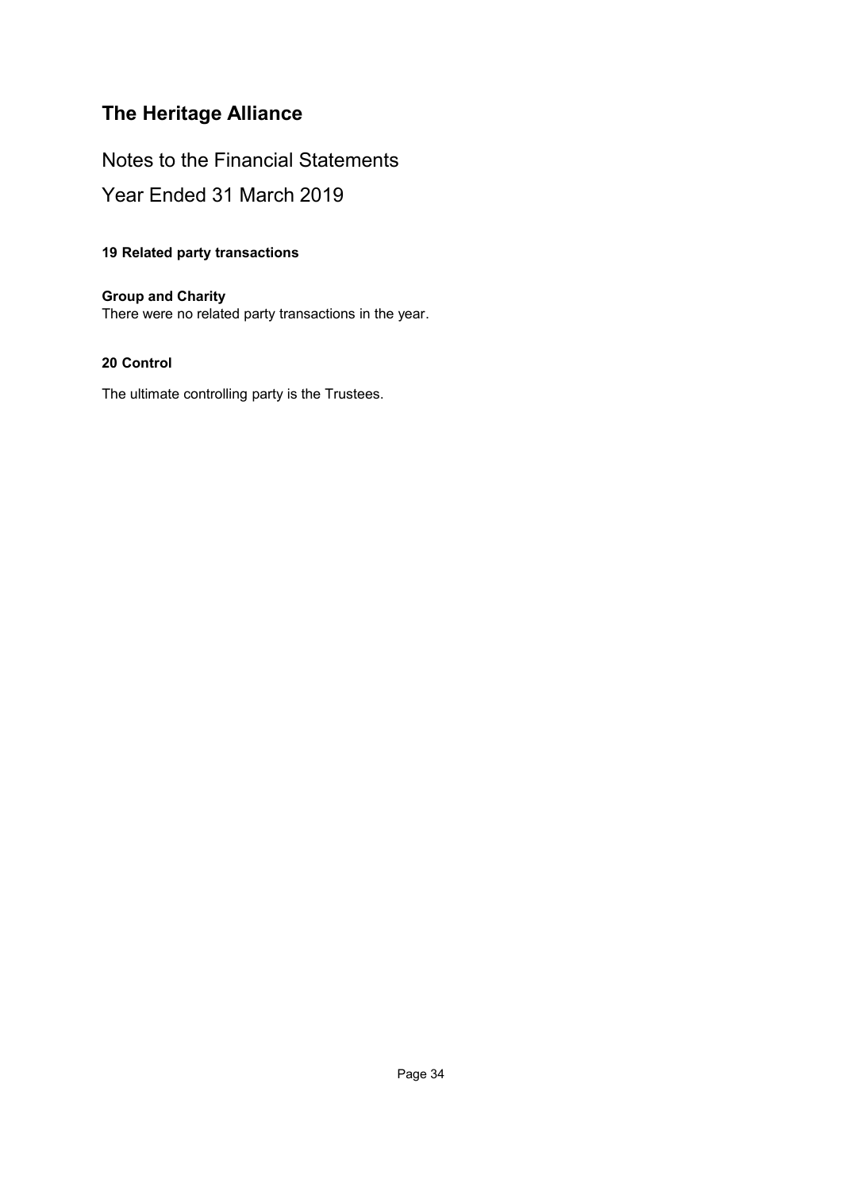# The Heritage Alliance

## Notes to the Financial Statements

## Year Ended 31 March 2019

### 19 Related party transactions

**Group and Charity**
There were no related party transactions in the year.

### 20 Control

The ultimate controlling party is the Trustees.